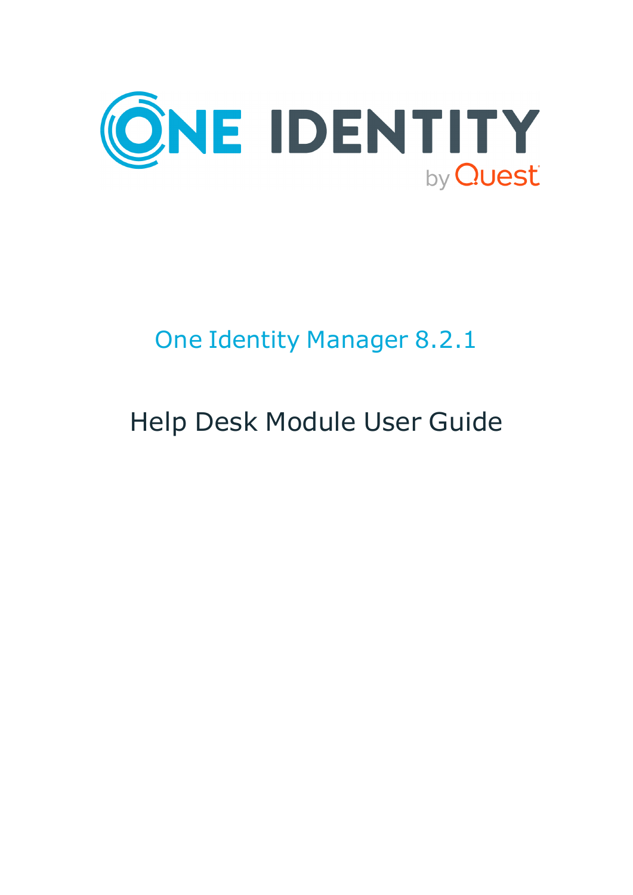# One Identity Manager 8.2.1

## Help Desk Module User Guide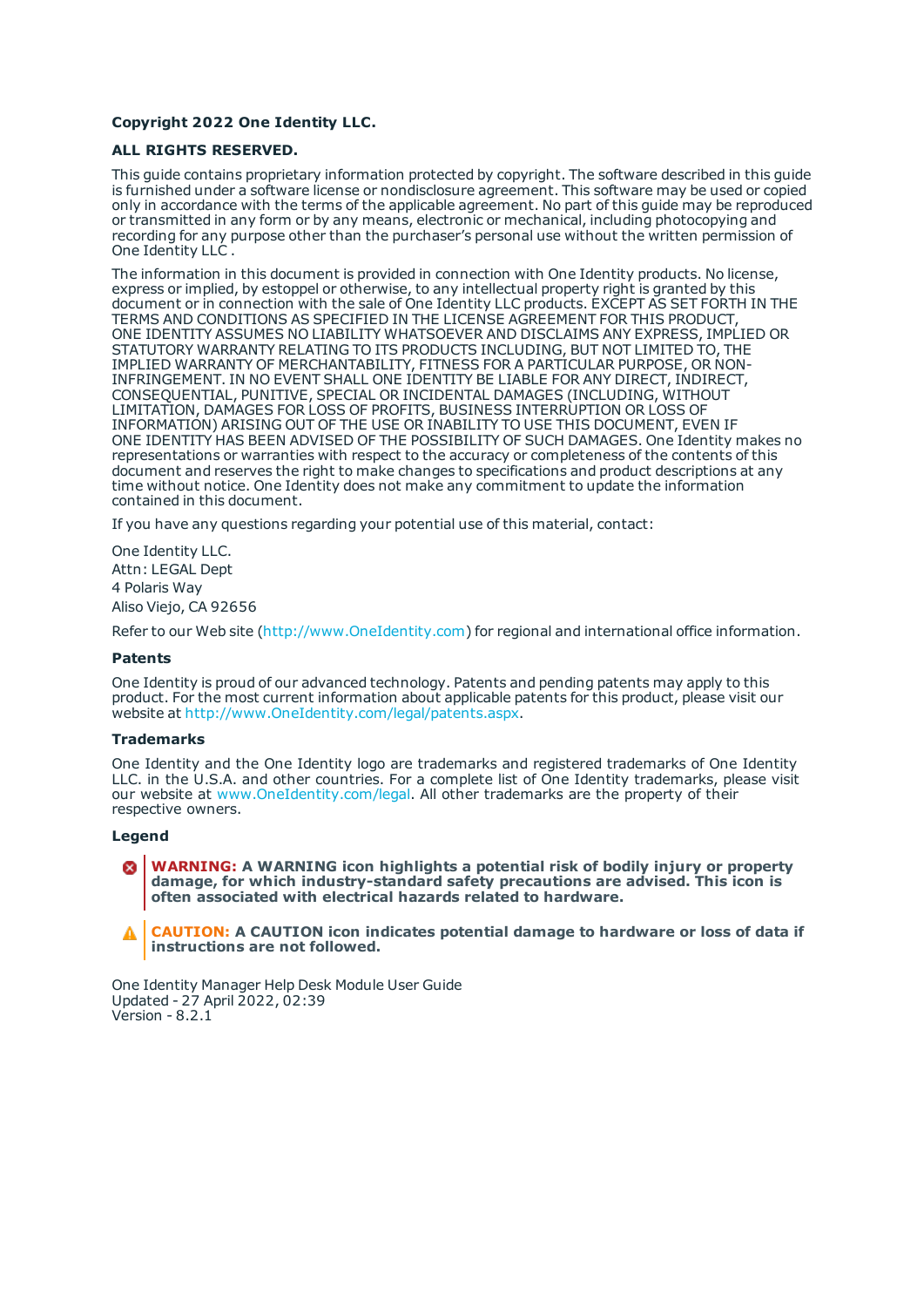**Copyright 2022 One Identity LLC.**

**ALL RIGHTS RESERVED.**

This guide contains proprietary information protected by copyright. The software described in this guide is furnished under a software license or nondisclosure agreement. This software may be used or copied only in accordance with the terms of the applicable agreement. No part of this guide may be reproduced or transmitted in any form or by any means, electronic or mechanical, including photocopying and recording for any purpose other than the purchaser's personal use without the written permission of One Identity LLC .

The information in this document is provided in connection with One Identity products. No license, express or implied, by estoppel or otherwise, to any intellectual property right is granted by this document or in connection with the sale of One Identity LLC products. EXCEPT AS SET FORTH IN THE TERMS AND CONDITIONS AS SPECIFIED IN THE LICENSE AGREEMENT FOR THIS PRODUCT, ONE IDENTITY ASSUMES NO LIABILITY WHATSOEVER AND DISCLAIMS ANY EXPRESS, IMPLIED OR STATUTORY WARRANTY RELATING TO ITS PRODUCTS INCLUDING, BUT NOT LIMITED TO, THE IMPLIED WARRANTY OF MERCHANTABILITY, FITNESS FOR A PARTICULAR PURPOSE, OR NON-INFRINGEMENT. IN NO EVENT SHALL ONE IDENTITY BE LIABLE FOR ANY DIRECT, INDIRECT, CONSEQUENTIAL, PUNITIVE, SPECIAL OR INCIDENTAL DAMAGES (INCLUDING, WITHOUT LIMITATION, DAMAGES FOR LOSS OF PROFITS, BUSINESS INTERRUPTION OR LOSS OF INFORMATION) ARISING OUT OF THE USE OR INABILITY TO USE THIS DOCUMENT, EVEN IF ONE IDENTITY HAS BEEN ADVISED OF THE POSSIBILITY OF SUCH DAMAGES. One Identity makes no representations or warranties with respect to the accuracy or completeness of the contents of this document and reserves the right to make changes to specifications and product descriptions at any time without notice. One Identity does not make any commitment to update the information contained in this document.

If you have any questions regarding your potential use of this material, contact:

One Identity LLC.
Attn: LEGAL Dept
4 Polaris Way
Aliso Viejo, CA 92656

Refer to our Web site (http://www.OneIdentity.com) for regional and international office information.

**Patents**

One Identity is proud of our advanced technology. Patents and pending patents may apply to this product. For the most current information about applicable patents for this product, please visit our website at http://www.OneIdentity.com/legal/patents.aspx.

**Trademarks**

One Identity and the One Identity logo are trademarks and registered trademarks of One Identity LLC. in the U.S.A. and other countries. For a complete list of One Identity trademarks, please visit our website at www.OneIdentity.com/legal. All other trademarks are the property of their respective owners.

**Legend**

**WARNING: A WARNING icon highlights a potential risk of bodily injury or property damage, for which industry-standard safety precautions are advised. This icon is often associated with electrical hazards related to hardware.**

**CAUTION: A CAUTION icon indicates potential damage to hardware or loss of data if instructions are not followed.**

One Identity Manager Help Desk Module User Guide
Updated - 27 April 2022, 02:39
Version - 8.2.1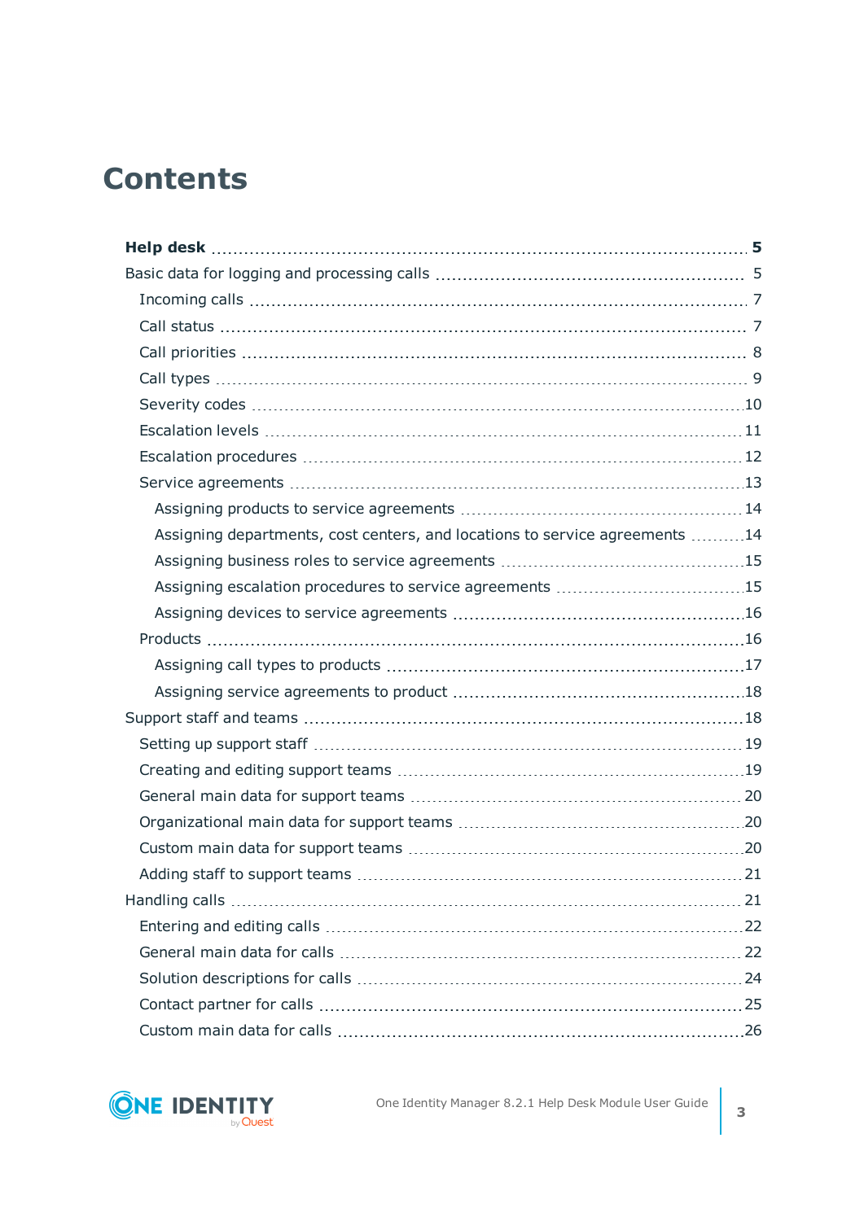# Contents

**Help desk** 5

Basic data for logging and processing calls 5

- Incoming calls 7
- Call status 7
- Call priorities 8
- Call types 9
- Severity codes 10
- Escalation levels 11
- Escalation procedures 12
- Service agreements 13
  - Assigning products to service agreements 14
  - Assigning departments, cost centers, and locations to service agreements 14
  - Assigning business roles to service agreements 15
  - Assigning escalation procedures to service agreements 15
  - Assigning devices to service agreements 16
- Products 16
  - Assigning call types to products 17
  - Assigning service agreements to product 18

Support staff and teams 18

- Setting up support staff 19
- Creating and editing support teams 19
- General main data for support teams 20
- Organizational main data for support teams 20
- Custom main data for support teams 20
- Adding staff to support teams 21

Handling calls 21

- Entering and editing calls 22
- General main data for calls 22
- Solution descriptions for calls 24
- Contact partner for calls 25
- Custom main data for calls 26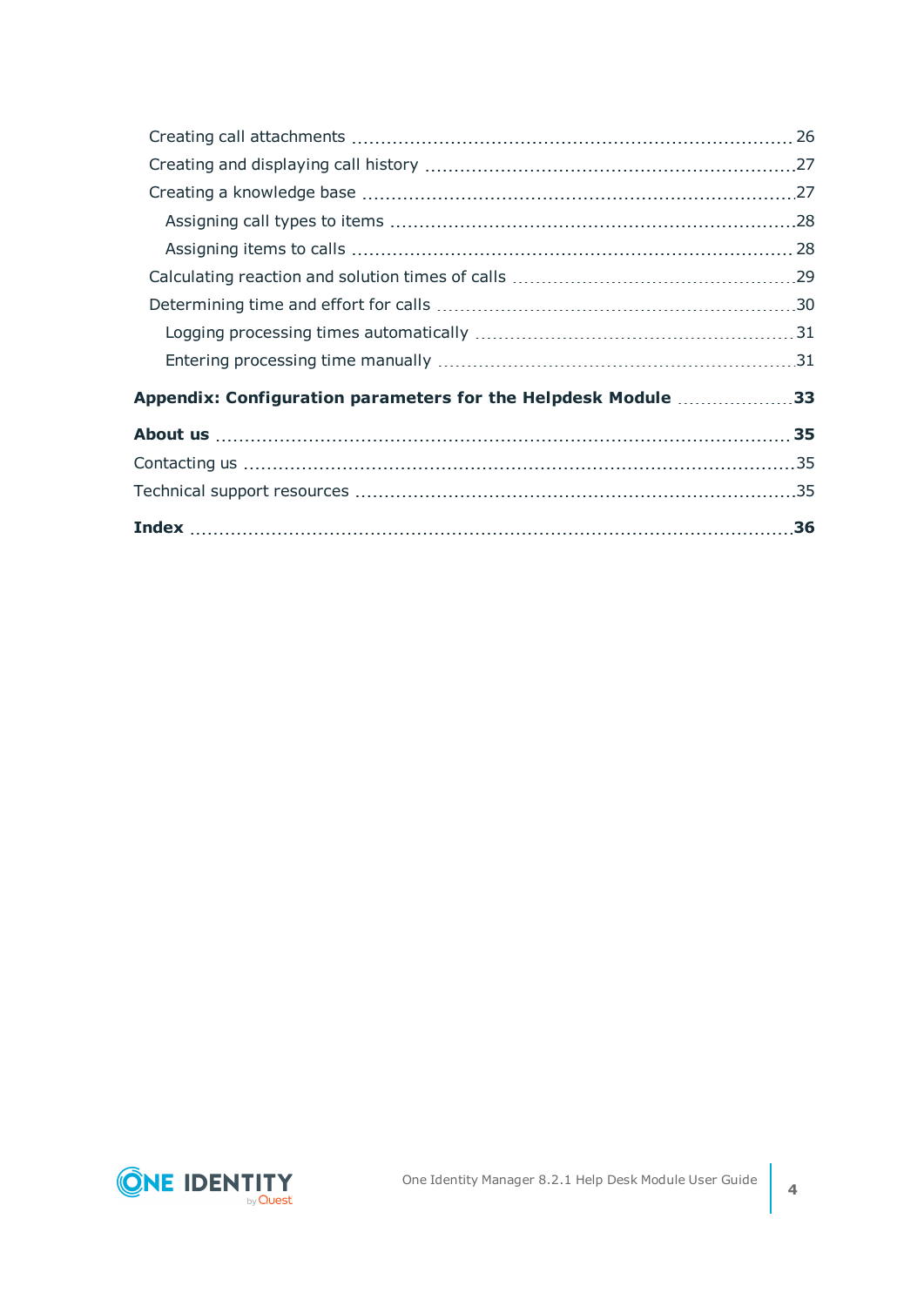- Creating call attachments 26
- Creating and displaying call history 27
- Creating a knowledge base 27
  - Assigning call types to items 28
  - Assigning items to calls 28
- Calculating reaction and solution times of calls 29
- Determining time and effort for calls 30
  - Logging processing times automatically 31
  - Entering processing time manually 31

**Appendix: Configuration parameters for the Helpdesk Module 33**

**About us 35**

Contacting us 35

Technical support resources 35

**Index 36**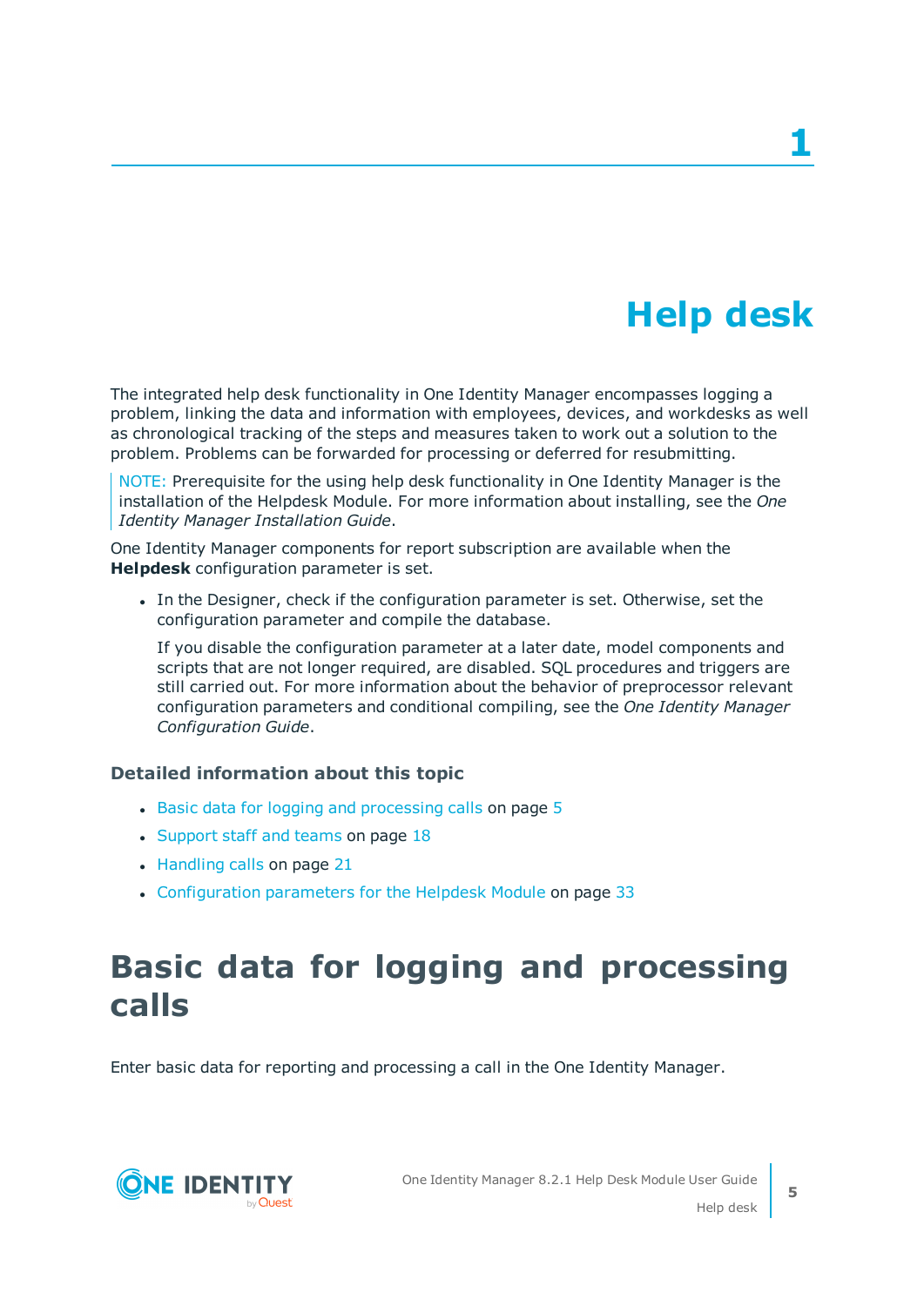# 1 Help desk

The integrated help desk functionality in One Identity Manager encompasses logging a problem, linking the data and information with employees, devices, and workdesks as well as chronological tracking of the steps and measures taken to work out a solution to the problem. Problems can be forwarded for processing or deferred for resubmitting.

> NOTE: Prerequisite for the using help desk functionality in One Identity Manager is the installation of the Helpdesk Module. For more information about installing, see the *One Identity Manager Installation Guide*.

One Identity Manager components for report subscription are available when the **Helpdesk** configuration parameter is set.

- In the Designer, check if the configuration parameter is set. Otherwise, set the configuration parameter and compile the database.

  If you disable the configuration parameter at a later date, model components and scripts that are not longer required, are disabled. SQL procedures and triggers are still carried out. For more information about the behavior of preprocessor relevant configuration parameters and conditional compiling, see the *One Identity Manager Configuration Guide*.

### Detailed information about this topic

- Basic data for logging and processing calls on page 5
- Support staff and teams on page 18
- Handling calls on page 21
- Configuration parameters for the Helpdesk Module on page 33

## Basic data for logging and processing calls

Enter basic data for reporting and processing a call in the One Identity Manager.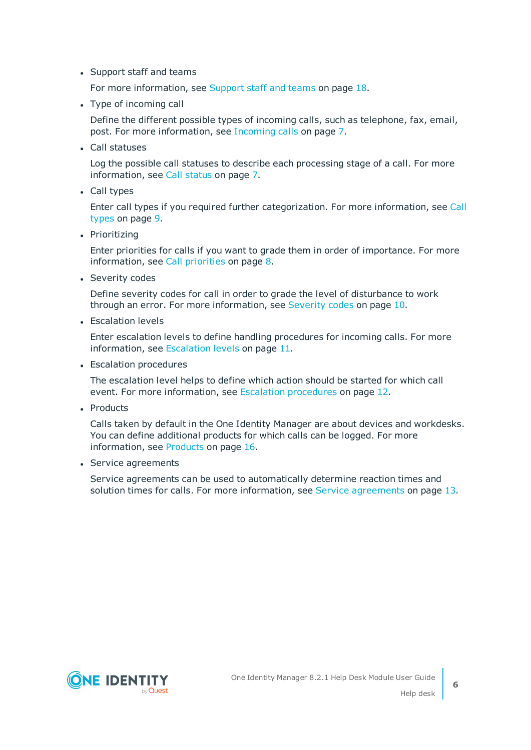- Support staff and teams

  For more information, see Support staff and teams on page 18.

- Type of incoming call

  Define the different possible types of incoming calls, such as telephone, fax, email, post. For more information, see Incoming calls on page 7.

- Call statuses

  Log the possible call statuses to describe each processing stage of a call. For more information, see Call status on page 7.

- Call types

  Enter call types if you required further categorization. For more information, see Call types on page 9.

- Prioritizing

  Enter priorities for calls if you want to grade them in order of importance. For more information, see Call priorities on page 8.

- Severity codes

  Define severity codes for call in order to grade the level of disturbance to work through an error. For more information, see Severity codes on page 10.

- Escalation levels

  Enter escalation levels to define handling procedures for incoming calls. For more information, see Escalation levels on page 11.

- Escalation procedures

  The escalation level helps to define which action should be started for which call event. For more information, see Escalation procedures on page 12.

- Products

  Calls taken by default in the One Identity Manager are about devices and workdesks. You can define additional products for which calls can be logged. For more information, see Products on page 16.

- Service agreements

  Service agreements can be used to automatically determine reaction times and solution times for calls. For more information, see Service agreements on page 13.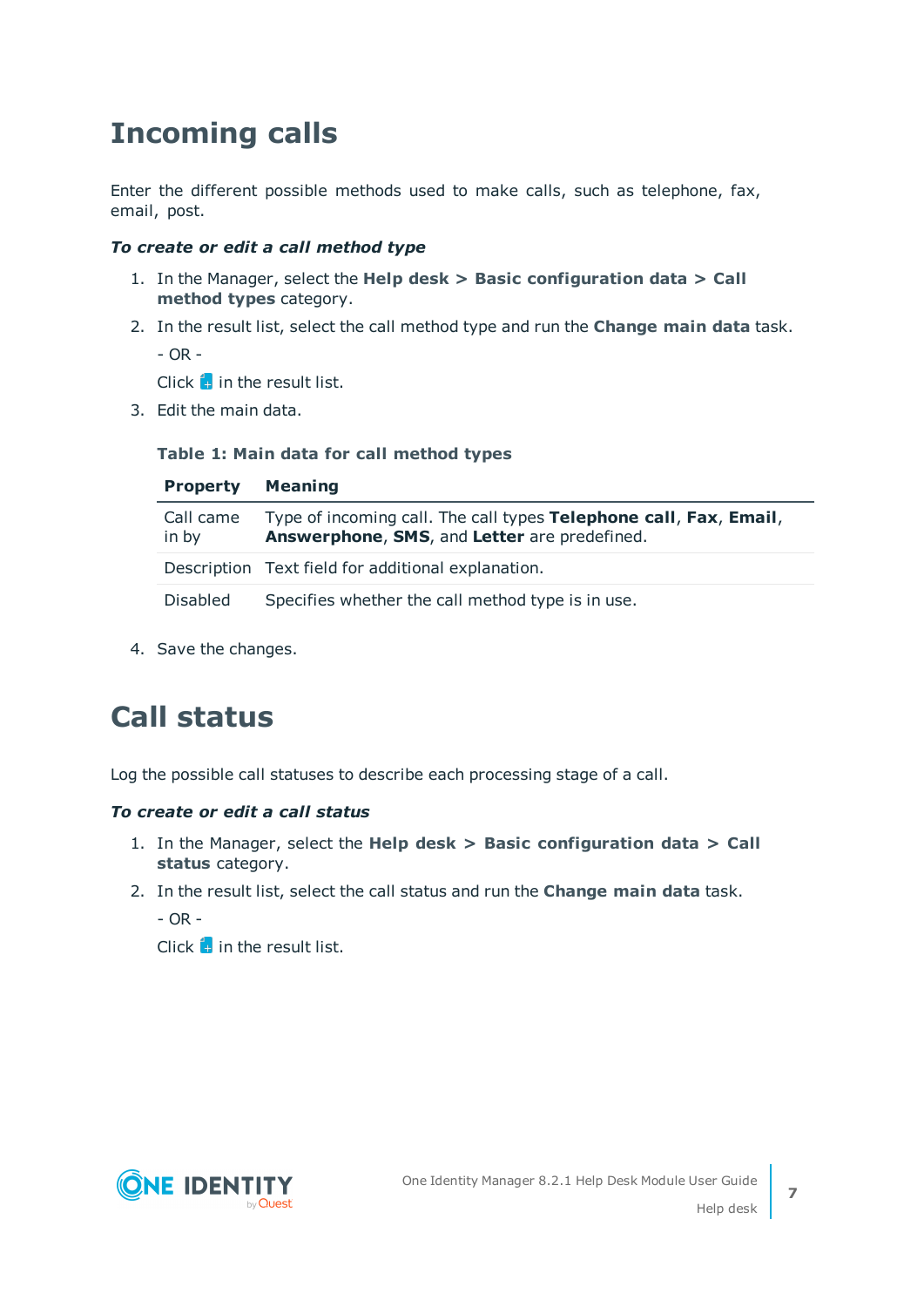# Incoming calls

Enter the different possible methods used to make calls, such as telephone, fax, email, post.

***To create or edit a call method type***

1. In the Manager, select the **Help desk > Basic configuration data > Call method types** category.
2. In the result list, select the call method type and run the **Change main data** task.

   - OR -

   Click  in the result list.
3. Edit the main data.

   **Table 1: Main data for call method types**

   | Property | Meaning |
   |---|---|
   | Call came in by | Type of incoming call. The call types **Telephone call**, **Fax**, **Email**, **Answerphone**, **SMS**, and **Letter** are predefined. |
   | Description | Text field for additional explanation. |
   | Disabled | Specifies whether the call method type is in use. |

4. Save the changes.

# Call status

Log the possible call statuses to describe each processing stage of a call.

***To create or edit a call status***

1. In the Manager, select the **Help desk > Basic configuration data > Call status** category.
2. In the result list, select the call status and run the **Change main data** task.

   - OR -

   Click  in the result list.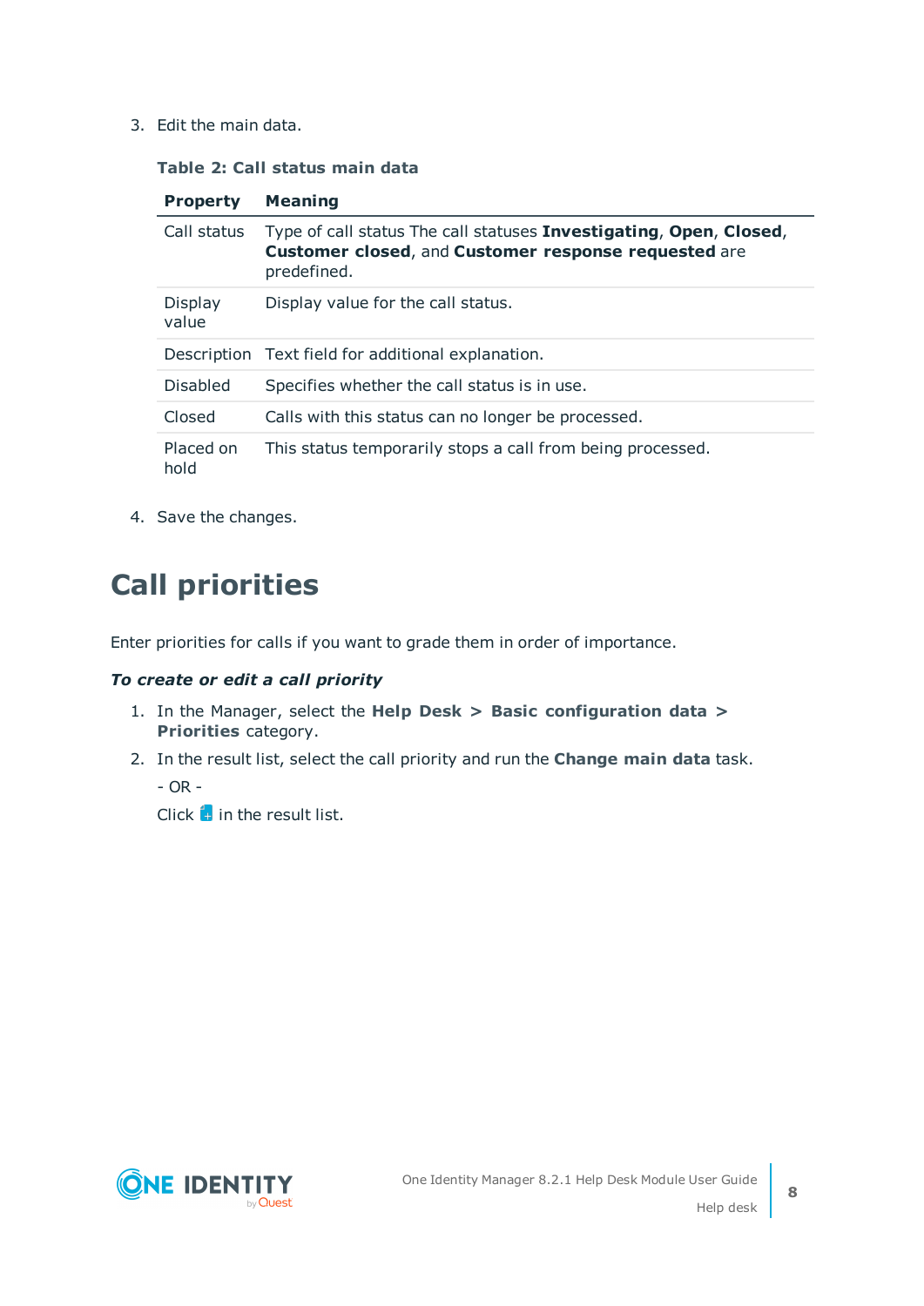3. Edit the main data.

**Table 2: Call status main data**

| Property | Meaning |
|---|---|
| Call status | Type of call status The call statuses **Investigating**, **Open**, **Closed**, **Customer closed**, and **Customer response requested** are predefined. |
| Display value | Display value for the call status. |
| Description | Text field for additional explanation. |
| Disabled | Specifies whether the call status is in use. |
| Closed | Calls with this status can no longer be processed. |
| Placed on hold | This status temporarily stops a call from being processed. |

4. Save the changes.

# Call priorities

Enter priorities for calls if you want to grade them in order of importance.

***To create or edit a call priority***

1. In the Manager, select the **Help Desk > Basic configuration data > Priorities** category.
2. In the result list, select the call priority and run the **Change main data** task.

   - OR -

   Click  in the result list.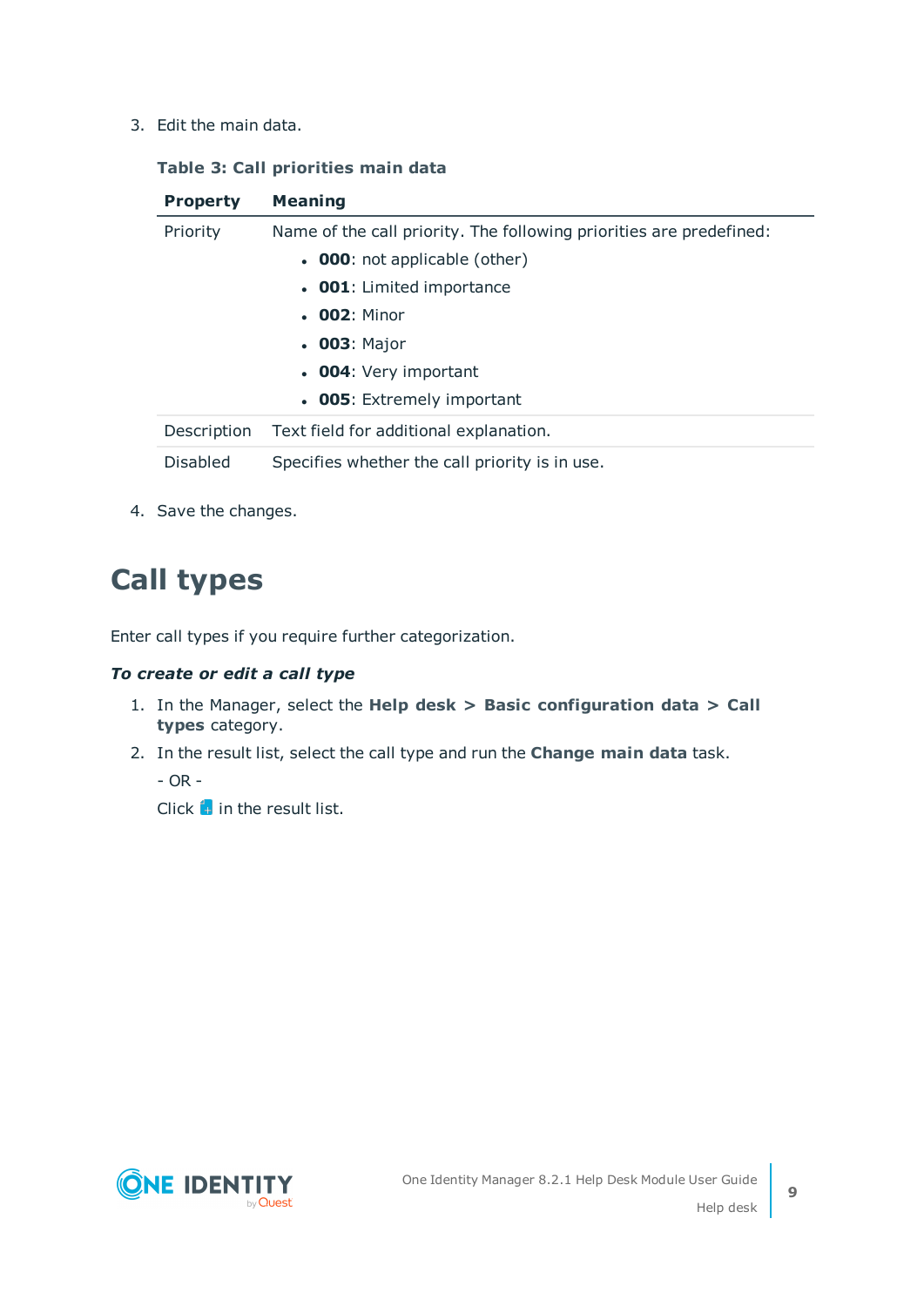3. Edit the main data.

**Table 3: Call priorities main data**

| Property | Meaning |
|---|---|
| Priority | Name of the call priority. The following priorities are predefined:<br>• **000**: not applicable (other)<br>• **001**: Limited importance<br>• **002**: Minor<br>• **003**: Major<br>• **004**: Very important<br>• **005**: Extremely important |
| Description | Text field for additional explanation. |
| Disabled | Specifies whether the call priority is in use. |

4. Save the changes.

# Call types

Enter call types if you require further categorization.

***To create or edit a call type***

1. In the Manager, select the **Help desk > Basic configuration data > Call types** category.
2. In the result list, select the call type and run the **Change main data** task.

   - OR -

   Click  in the result list.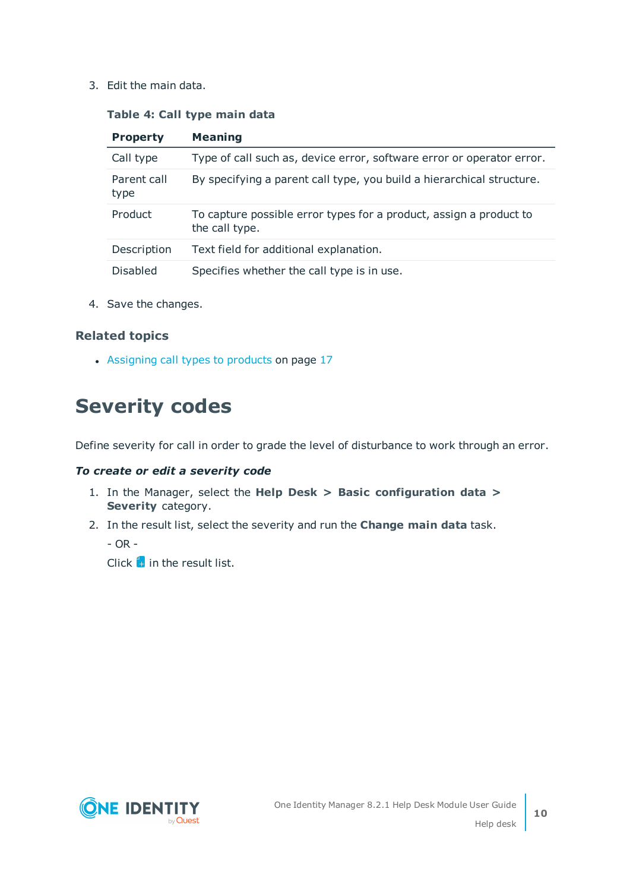3. Edit the main data.

**Table 4: Call type main data**

| Property | Meaning |
|---|---|
| Call type | Type of call such as, device error, software error or operator error. |
| Parent call type | By specifying a parent call type, you build a hierarchical structure. |
| Product | To capture possible error types for a product, assign a product to the call type. |
| Description | Text field for additional explanation. |
| Disabled | Specifies whether the call type is in use. |

4. Save the changes.

### Related topics

- Assigning call types to products on page 17

## Severity codes

Define severity for call in order to grade the level of disturbance to work through an error.

***To create or edit a severity code***

1. In the Manager, select the **Help Desk > Basic configuration data > Severity** category.
2. In the result list, select the severity and run the **Change main data** task.

   - OR -

   Click in the result list.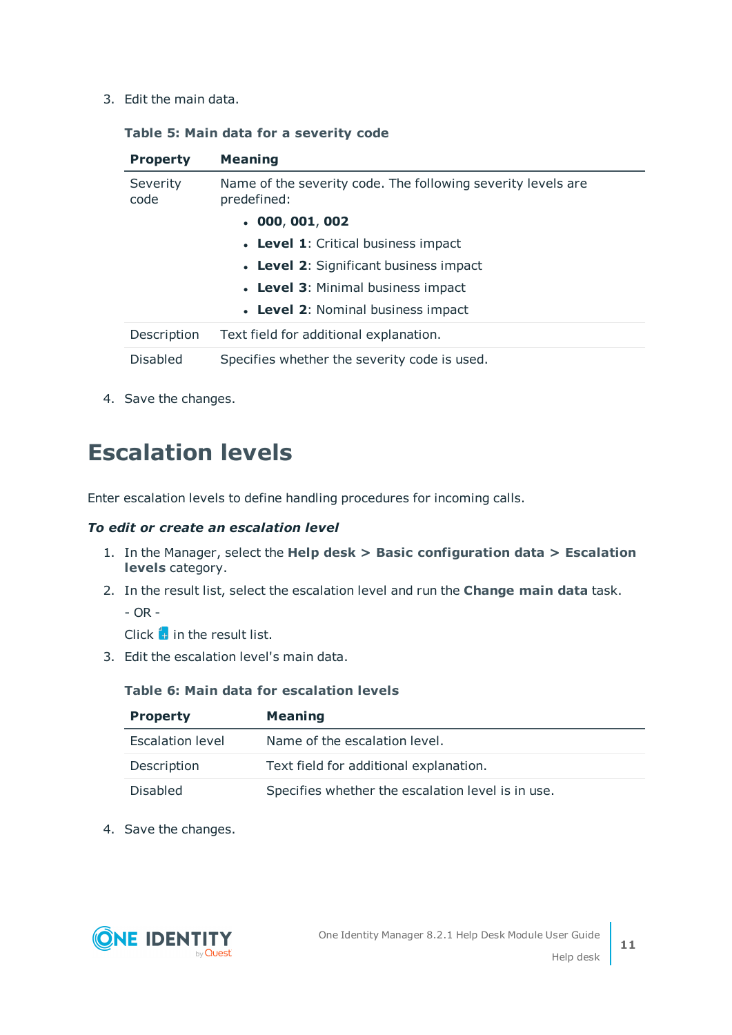3. Edit the main data.

**Table 5: Main data for a severity code**

| Property | Meaning |
|---|---|
| Severity code | Name of the severity code. The following severity levels are predefined:<br>• **000**, **001**, **002**<br>• **Level 1**: Critical business impact<br>• **Level 2**: Significant business impact<br>• **Level 3**: Minimal business impact<br>• **Level 2**: Nominal business impact |
| Description | Text field for additional explanation. |
| Disabled | Specifies whether the severity code is used. |

4. Save the changes.

# Escalation levels

Enter escalation levels to define handling procedures for incoming calls.

***To edit or create an escalation level***

1. In the Manager, select the **Help desk > Basic configuration data > Escalation levels** category.
2. In the result list, select the escalation level and run the **Change main data** task.

   - OR -

   Click in the result list.
3. Edit the escalation level's main data.

**Table 6: Main data for escalation levels**

| Property | Meaning |
|---|---|
| Escalation level | Name of the escalation level. |
| Description | Text field for additional explanation. |
| Disabled | Specifies whether the escalation level is in use. |

4. Save the changes.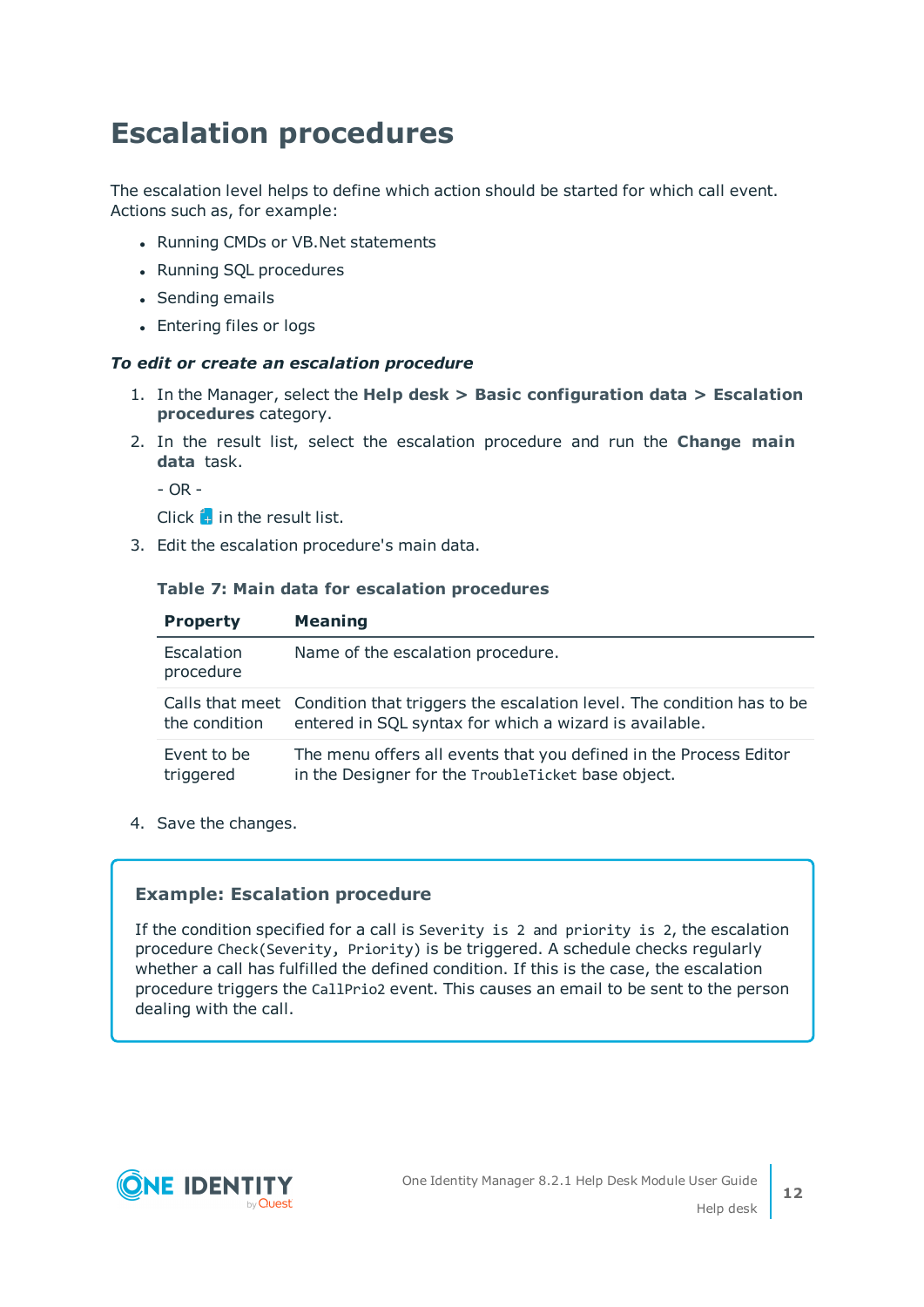# Escalation procedures

The escalation level helps to define which action should be started for which call event. Actions such as, for example:

- Running CMDs or VB.Net statements
- Running SQL procedures
- Sending emails
- Entering files or logs

***To edit or create an escalation procedure***

1. In the Manager, select the **Help desk > Basic configuration data > Escalation procedures** category.
2. In the result list, select the escalation procedure and run the **Change main data** task.

   - OR -

   Click in the result list.
3. Edit the escalation procedure's main data.

   **Table 7: Main data for escalation procedures**

   | Property | Meaning |
   |---|---|
   | Escalation procedure | Name of the escalation procedure. |
   | Calls that meet the condition | Condition that triggers the escalation level. The condition has to be entered in SQL syntax for which a wizard is available. |
   | Event to be triggered | The menu offers all events that you defined in the Process Editor in the Designer for the `TroubleTicket` base object. |

4. Save the changes.

> **Example: Escalation procedure**
>
> If the condition specified for a call is `Severity is 2 and priority is 2`, the escalation procedure `Check(Severity, Priority)` is be triggered. A schedule checks regularly whether a call has fulfilled the defined condition. If this is the case, the escalation procedure triggers the `CallPrio2` event. This causes an email to be sent to the person dealing with the call.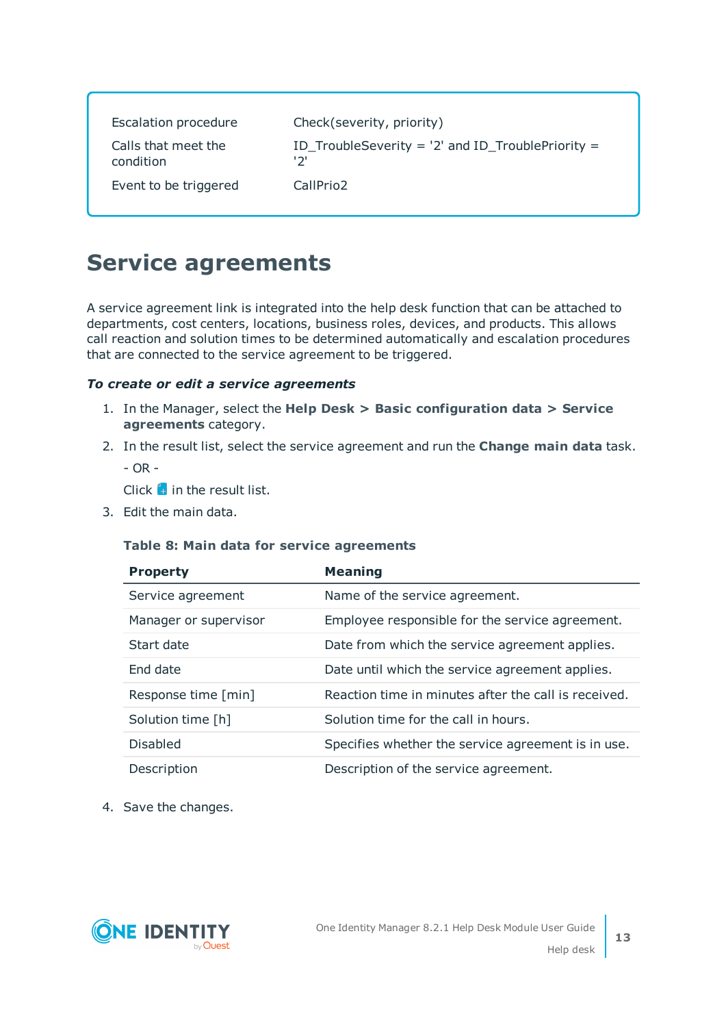| | |
|---|---|
| Escalation procedure | Check(severity, priority) |
| Calls that meet the condition | ID_TroubleSeverity = '2' and ID_TroublePriority = '2' |
| Event to be triggered | CallPrio2 |

# Service agreements

A service agreement link is integrated into the help desk function that can be attached to departments, cost centers, locations, business roles, devices, and products. This allows call reaction and solution times to be determined automatically and escalation procedures that are connected to the service agreement to be triggered.

***To create or edit a service agreements***

1. In the Manager, select the **Help Desk > Basic configuration data > Service agreements** category.
2. In the result list, select the service agreement and run the **Change main data** task.

   - OR -

   Click  in the result list.
3. Edit the main data.

   **Table 8: Main data for service agreements**

   | Property | Meaning |
   |---|---|
   | Service agreement | Name of the service agreement. |
   | Manager or supervisor | Employee responsible for the service agreement. |
   | Start date | Date from which the service agreement applies. |
   | End date | Date until which the service agreement applies. |
   | Response time [min] | Reaction time in minutes after the call is received. |
   | Solution time [h] | Solution time for the call in hours. |
   | Disabled | Specifies whether the service agreement is in use. |
   | Description | Description of the service agreement. |

4. Save the changes.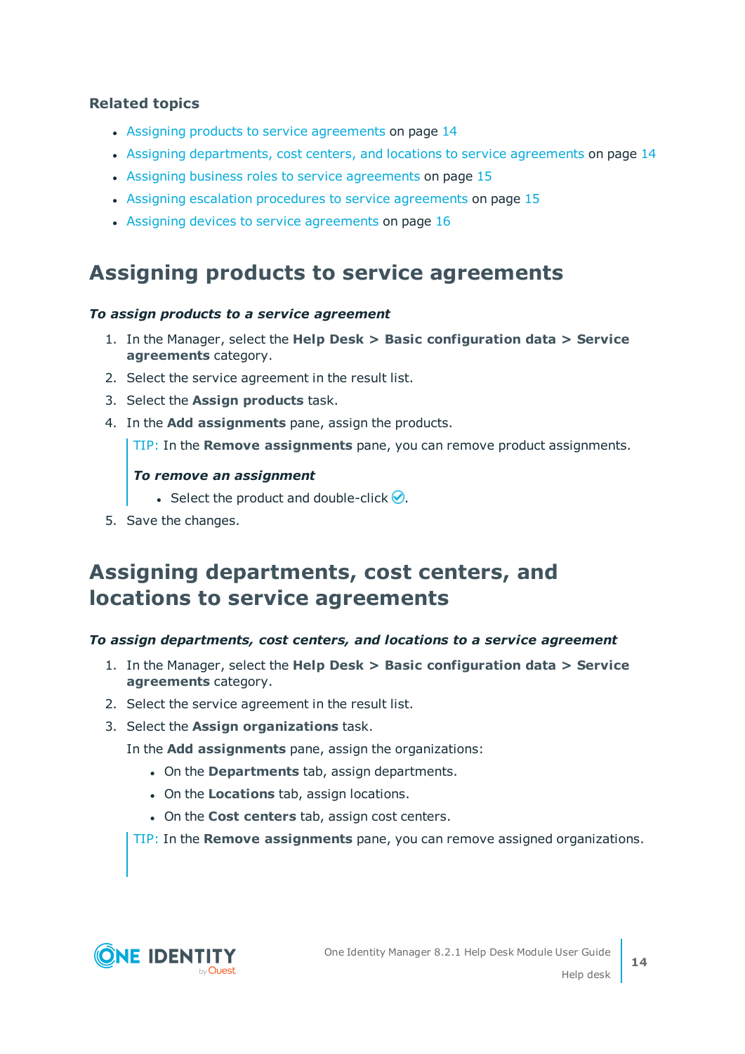**Related topics**

- Assigning products to service agreements on page 14
- Assigning departments, cost centers, and locations to service agreements on page 14
- Assigning business roles to service agreements on page 15
- Assigning escalation procedures to service agreements on page 15
- Assigning devices to service agreements on page 16

## Assigning products to service agreements

***To assign products to a service agreement***

1. In the Manager, select the **Help Desk > Basic configuration data > Service agreements** category.
2. Select the service agreement in the result list.
3. Select the **Assign products** task.
4. In the **Add assignments** pane, assign the products.

   TIP: In the **Remove assignments** pane, you can remove product assignments.

   ***To remove an assignment***

   - Select the product and double-click ✓.
5. Save the changes.

## Assigning departments, cost centers, and locations to service agreements

***To assign departments, cost centers, and locations to a service agreement***

1. In the Manager, select the **Help Desk > Basic configuration data > Service agreements** category.
2. Select the service agreement in the result list.
3. Select the **Assign organizations** task.

   In the **Add assignments** pane, assign the organizations:

   - On the **Departments** tab, assign departments.
   - On the **Locations** tab, assign locations.
   - On the **Cost centers** tab, assign cost centers.

   TIP: In the **Remove assignments** pane, you can remove assigned organizations.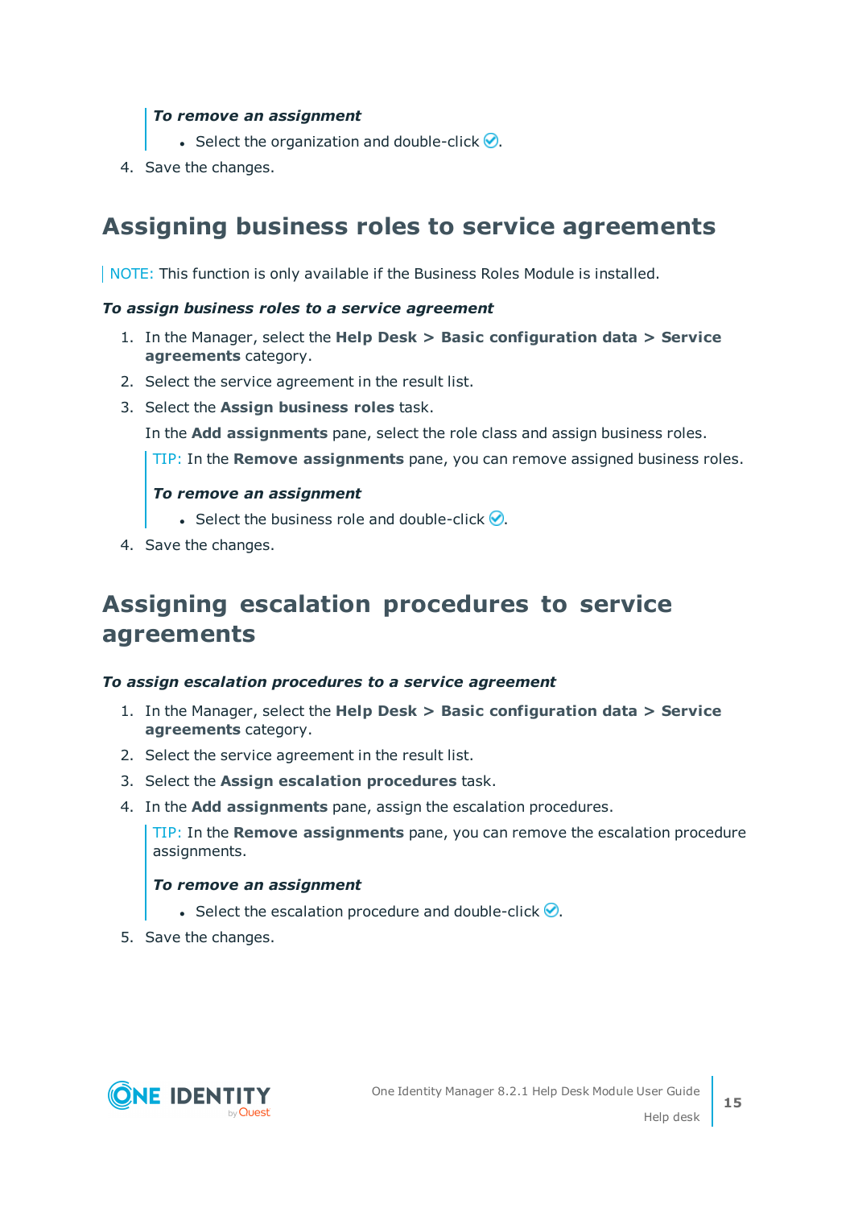*To remove an assignment*

- Select the organization and double-click ✅.

4. Save the changes.

## Assigning business roles to service agreements

NOTE: This function is only available if the Business Roles Module is installed.

***To assign business roles to a service agreement***

1. In the Manager, select the **Help Desk > Basic configuration data > Service agreements** category.
2. Select the service agreement in the result list.
3. Select the **Assign business roles** task.

   In the **Add assignments** pane, select the role class and assign business roles.

   TIP: In the **Remove assignments** pane, you can remove assigned business roles.

   ***To remove an assignment***

   - Select the business role and double-click ✅.

4. Save the changes.

## Assigning escalation procedures to service agreements

***To assign escalation procedures to a service agreement***

1. In the Manager, select the **Help Desk > Basic configuration data > Service agreements** category.
2. Select the service agreement in the result list.
3. Select the **Assign escalation procedures** task.
4. In the **Add assignments** pane, assign the escalation procedures.

   TIP: In the **Remove assignments** pane, you can remove the escalation procedure assignments.

   ***To remove an assignment***

   - Select the escalation procedure and double-click ✅.

5. Save the changes.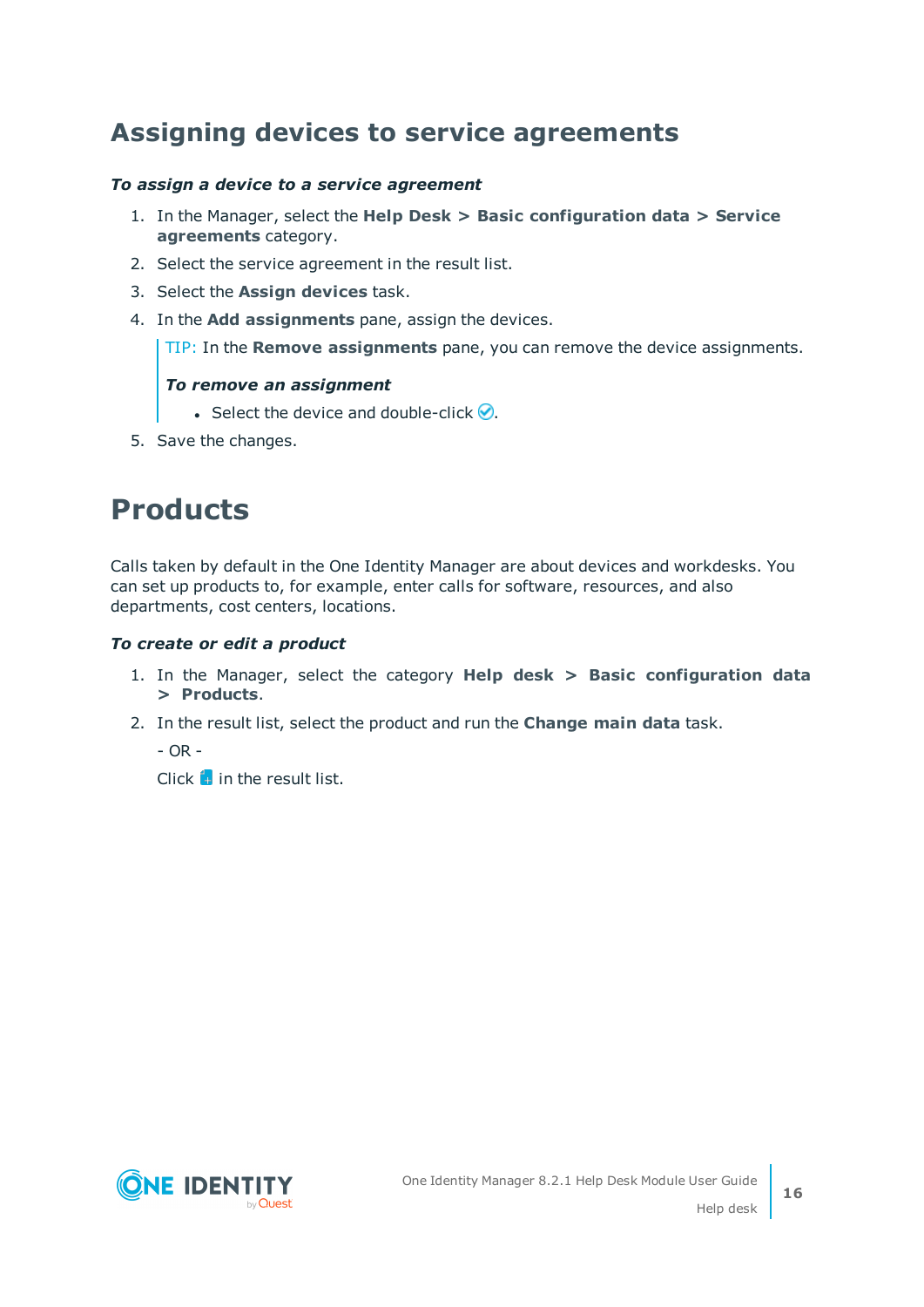## Assigning devices to service agreements

***To assign a device to a service agreement***

1. In the Manager, select the **Help Desk > Basic configuration data > Service agreements** category.
2. Select the service agreement in the result list.
3. Select the **Assign devices** task.
4. In the **Add assignments** pane, assign the devices.

   TIP: In the **Remove assignments** pane, you can remove the device assignments.

   ***To remove an assignment***

   - Select the device and double-click ✓.
5. Save the changes.

# Products

Calls taken by default in the One Identity Manager are about devices and workdesks. You can set up products to, for example, enter calls for software, resources, and also departments, cost centers, locations.

***To create or edit a product***

1. In the Manager, select the category **Help desk > Basic configuration data > Products**.
2. In the result list, select the product and run the **Change main data** task.

   \- OR -

   Click + in the result list.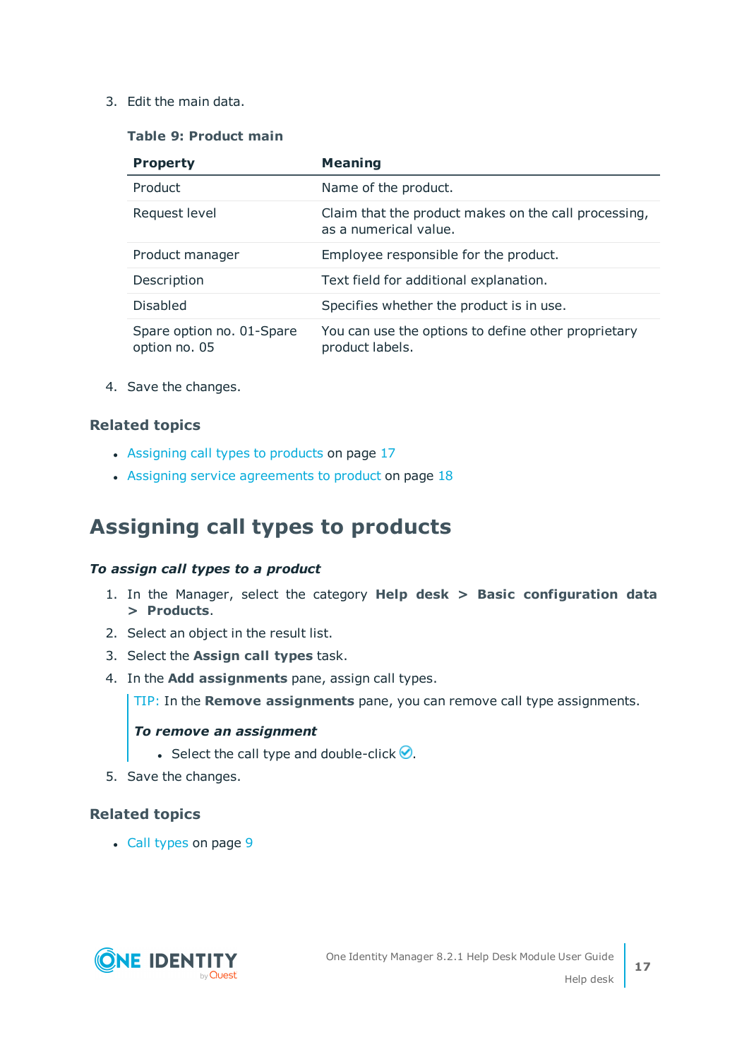3. Edit the main data.

**Table 9: Product main**

| Property | Meaning |
| --- | --- |
| Product | Name of the product. |
| Request level | Claim that the product makes on the call processing, as a numerical value. |
| Product manager | Employee responsible for the product. |
| Description | Text field for additional explanation. |
| Disabled | Specifies whether the product is in use. |
| Spare option no. 01-Spare option no. 05 | You can use the options to define other proprietary product labels. |

4. Save the changes.

### Related topics

- Assigning call types to products on page 17
- Assigning service agreements to product on page 18

## Assigning call types to products

***To assign call types to a product***

1. In the Manager, select the category **Help desk > Basic configuration data > Products**.
2. Select an object in the result list.
3. Select the **Assign call types** task.
4. In the **Add assignments** pane, assign call types.

   TIP: In the **Remove assignments** pane, you can remove call type assignments.

   ***To remove an assignment***

   - Select the call type and double-click ✅.
5. Save the changes.

### Related topics

- Call types on page 9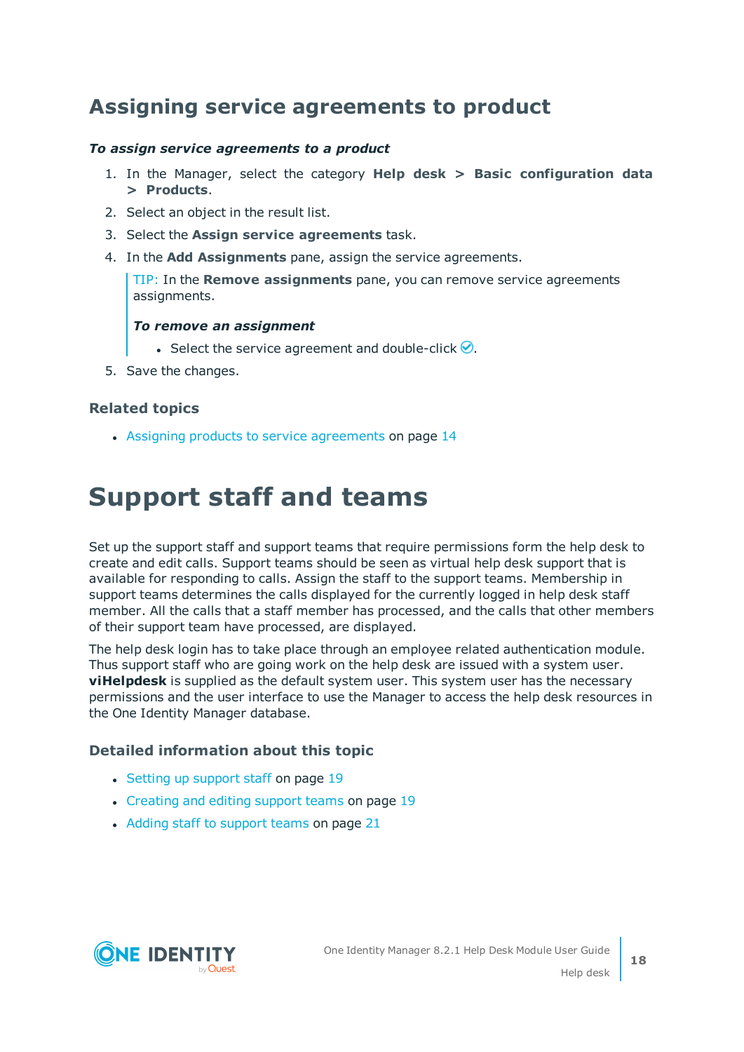## Assigning service agreements to product

***To assign service agreements to a product***

1. In the Manager, select the category **Help desk > Basic configuration data > Products**.
2. Select an object in the result list.
3. Select the **Assign service agreements** task.
4. In the **Add Assignments** pane, assign the service agreements.

   TIP: In the **Remove assignments** pane, you can remove service agreements assignments.

   ***To remove an assignment***

   - Select the service agreement and double-click ✅.
5. Save the changes.

### Related topics

- Assigning products to service agreements on page 14

# Support staff and teams

Set up the support staff and support teams that require permissions form the help desk to create and edit calls. Support teams should be seen as virtual help desk support that is available for responding to calls. Assign the staff to the support teams. Membership in support teams determines the calls displayed for the currently logged in help desk staff member. All the calls that a staff member has processed, and the calls that other members of their support team have processed, are displayed.

The help desk login has to take place through an employee related authentication module. Thus support staff who are going work on the help desk are issued with a system user. **viHelpdesk** is supplied as the default system user. This system user has the necessary permissions and the user interface to use the Manager to access the help desk resources in the One Identity Manager database.

### Detailed information about this topic

- Setting up support staff on page 19
- Creating and editing support teams on page 19
- Adding staff to support teams on page 21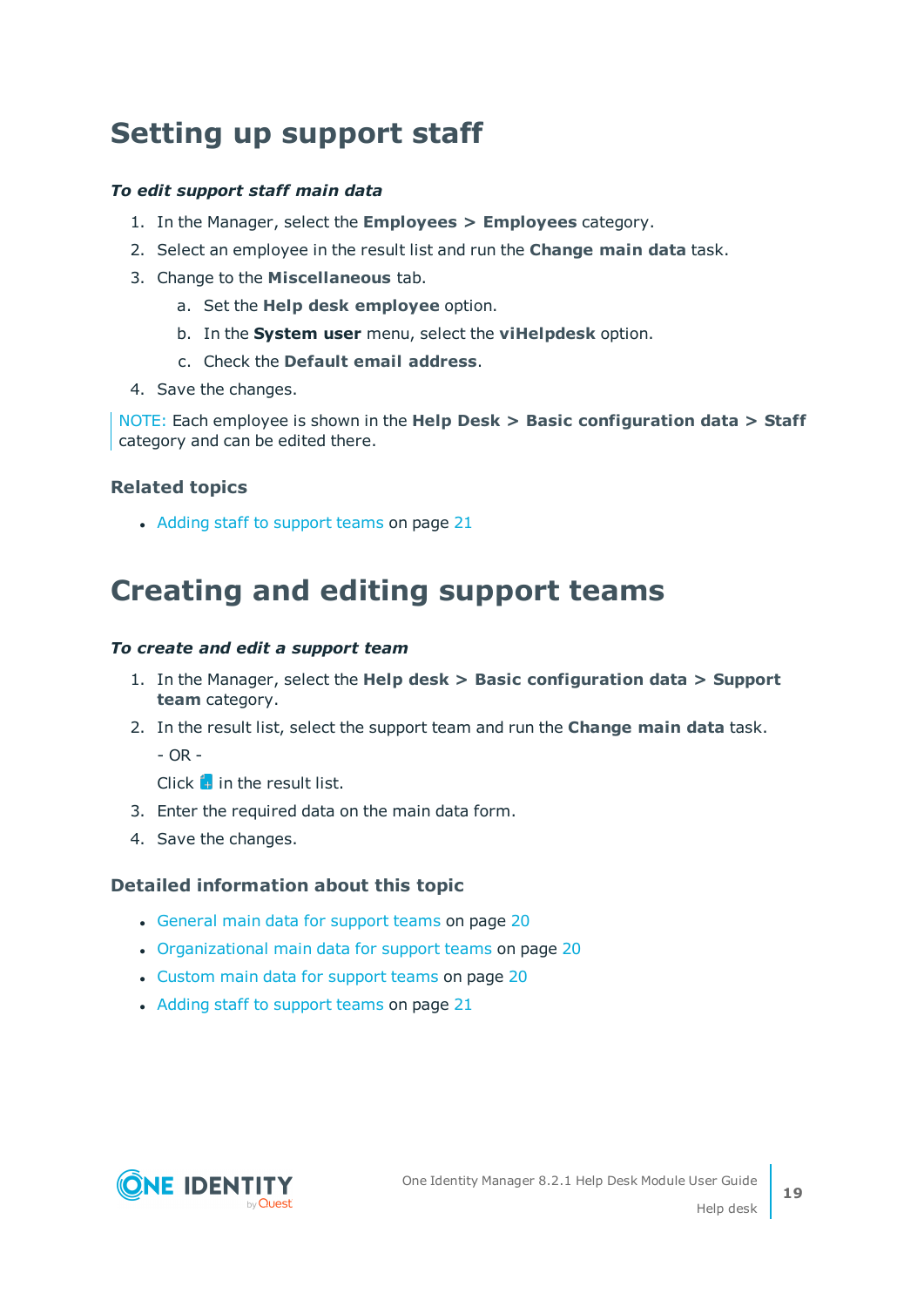# Setting up support staff

***To edit support staff main data***

1. In the Manager, select the **Employees > Employees** category.
2. Select an employee in the result list and run the **Change main data** task.
3. Change to the **Miscellaneous** tab.
   a. Set the **Help desk employee** option.
   b. In the **System user** menu, select the **viHelpdesk** option.
   c. Check the **Default email address**.
4. Save the changes.

NOTE: Each employee is shown in the **Help Desk > Basic configuration data > Staff** category and can be edited there.

### Related topics

- Adding staff to support teams on page 21

# Creating and editing support teams

***To create and edit a support team***

1. In the Manager, select the **Help desk > Basic configuration data > Support team** category.
2. In the result list, select the support team and run the **Change main data** task.

   - OR -

   Click in the result list.
3. Enter the required data on the main data form.
4. Save the changes.

### Detailed information about this topic

- General main data for support teams on page 20
- Organizational main data for support teams on page 20
- Custom main data for support teams on page 20
- Adding staff to support teams on page 21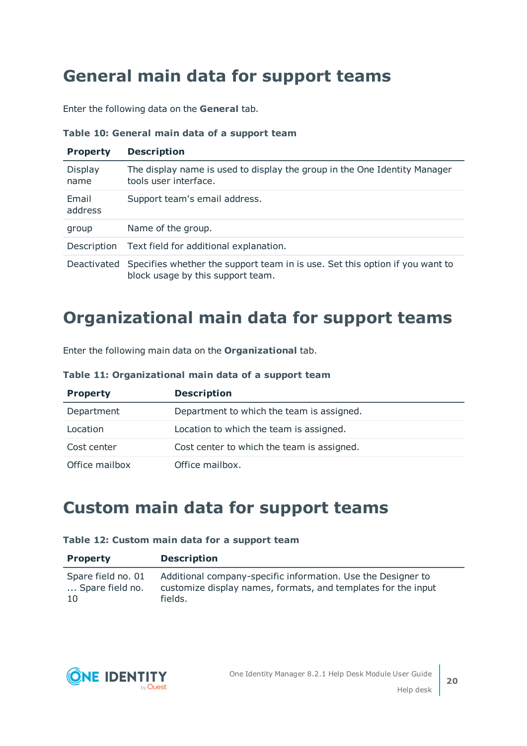# General main data for support teams

Enter the following data on the **General** tab.

**Table 10: General main data of a support team**

| Property | Description |
| --- | --- |
| Display name | The display name is used to display the group in the One Identity Manager tools user interface. |
| Email address | Support team's email address. |
| group | Name of the group. |
| Description | Text field for additional explanation. |
| Deactivated | Specifies whether the support team in is use. Set this option if you want to block usage by this support team. |

# Organizational main data for support teams

Enter the following main data on the **Organizational** tab.

**Table 11: Organizational main data of a support team**

| Property | Description |
| --- | --- |
| Department | Department to which the team is assigned. |
| Location | Location to which the team is assigned. |
| Cost center | Cost center to which the team is assigned. |
| Office mailbox | Office mailbox. |

# Custom main data for support teams

**Table 12: Custom main data for a support team**

| Property | Description |
| --- | --- |
| Spare field no. 01 … Spare field no. 10 | Additional company-specific information. Use the Designer to customize display names, formats, and templates for the input fields. |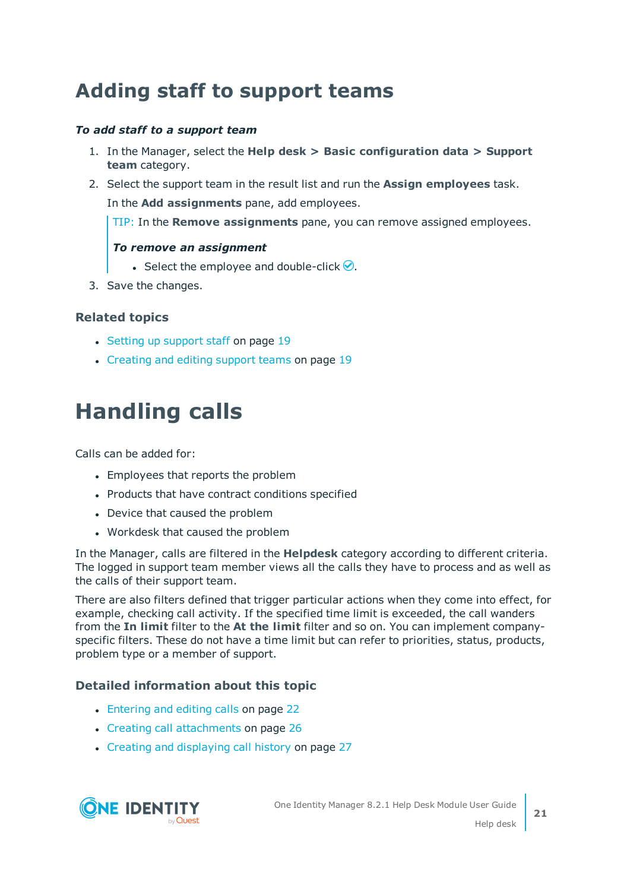# Adding staff to support teams

***To add staff to a support team***

1. In the Manager, select the **Help desk > Basic configuration data > Support team** category.
2. Select the support team in the result list and run the **Assign employees** task.

   In the **Add assignments** pane, add employees.

   TIP: In the **Remove assignments** pane, you can remove assigned employees.

   ***To remove an assignment***

   - Select the employee and double-click ✓.
3. Save the changes.

### Related topics

- Setting up support staff on page 19
- Creating and editing support teams on page 19

# Handling calls

Calls can be added for:

- Employees that reports the problem
- Products that have contract conditions specified
- Device that caused the problem
- Workdesk that caused the problem

In the Manager, calls are filtered in the **Helpdesk** category according to different criteria. The logged in support team member views all the calls they have to process and as well as the calls of their support team.

There are also filters defined that trigger particular actions when they come into effect, for example, checking call activity. If the specified time limit is exceeded, the call wanders from the **In limit** filter to the **At the limit** filter and so on. You can implement company-specific filters. These do not have a time limit but can refer to priorities, status, products, problem type or a member of support.

### Detailed information about this topic

- Entering and editing calls on page 22
- Creating call attachments on page 26
- Creating and displaying call history on page 27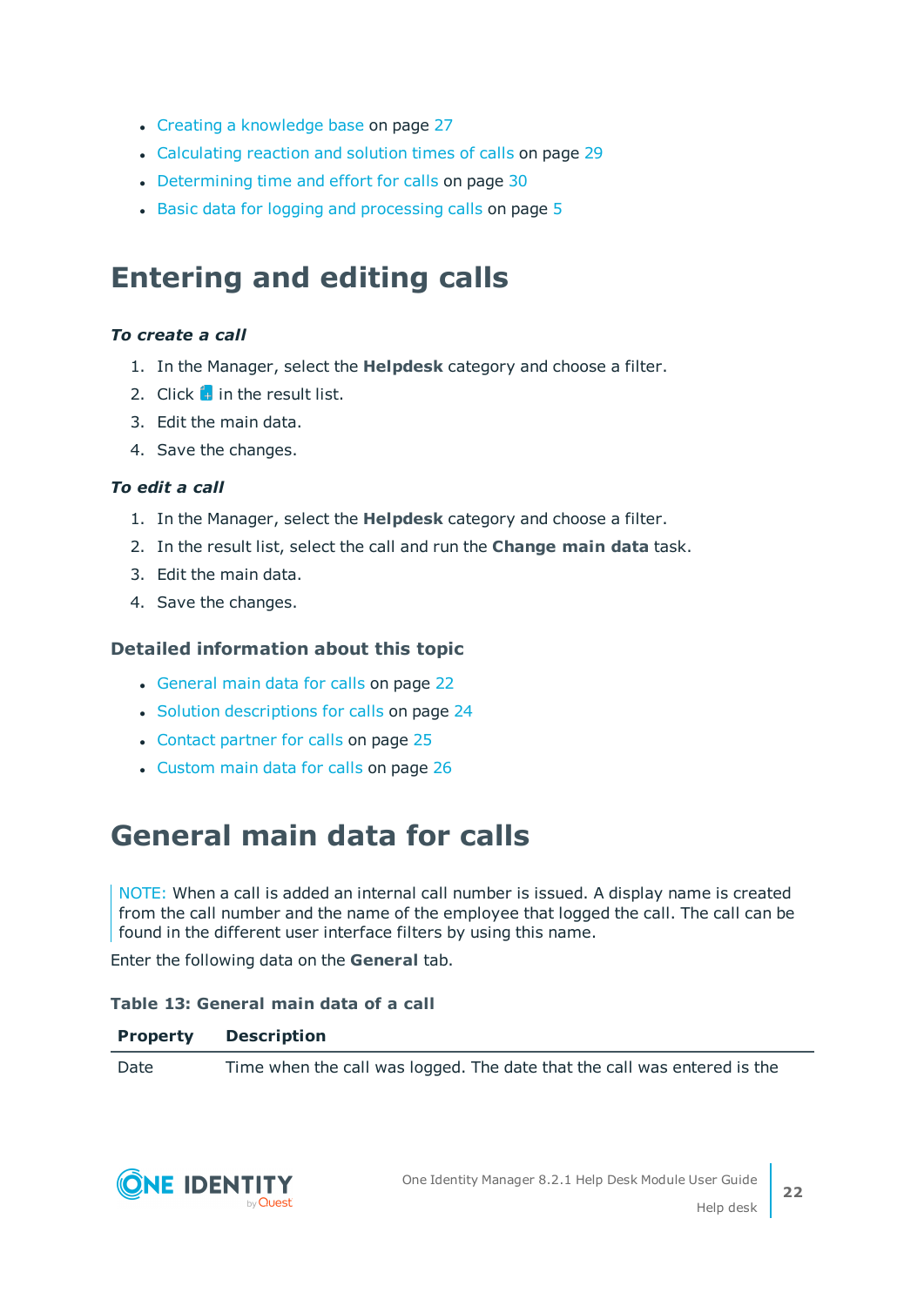- Creating a knowledge base on page 27
- Calculating reaction and solution times of calls on page 29
- Determining time and effort for calls on page 30
- Basic data for logging and processing calls on page 5

# Entering and editing calls

***To create a call***

1. In the Manager, select the **Helpdesk** category and choose a filter.
2. Click  in the result list.
3. Edit the main data.
4. Save the changes.

***To edit a call***

1. In the Manager, select the **Helpdesk** category and choose a filter.
2. In the result list, select the call and run the **Change main data** task.
3. Edit the main data.
4. Save the changes.

### Detailed information about this topic

- General main data for calls on page 22
- Solution descriptions for calls on page 24
- Contact partner for calls on page 25
- Custom main data for calls on page 26

# General main data for calls

NOTE: When a call is added an internal call number is issued. A display name is created from the call number and the name of the employee that logged the call. The call can be found in the different user interface filters by using this name.

Enter the following data on the **General** tab.

**Table 13: General main data of a call**

| Property | Description |
| --- | --- |
| Date | Time when the call was logged. The date that the call was entered is the |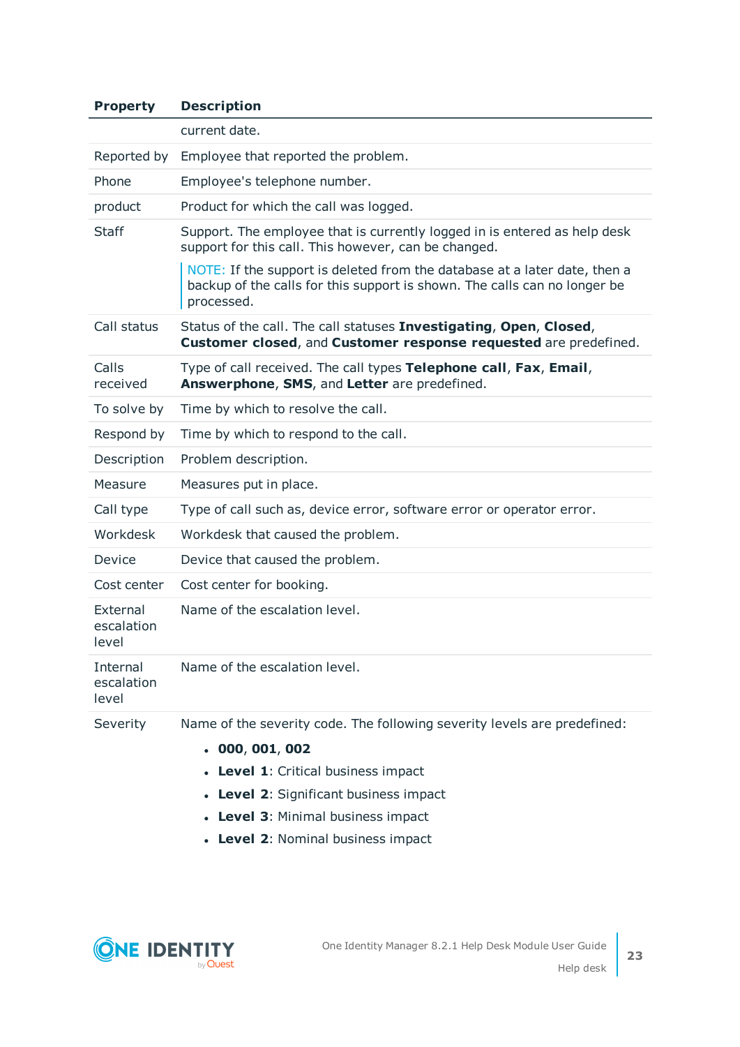| Property | Description |
|---|---|
| | current date. |
| Reported by | Employee that reported the problem. |
| Phone | Employee's telephone number. |
| product | Product for which the call was logged. |
| Staff | Support. The employee that is currently logged in is entered as help desk support for this call. This however, can be changed.<br><br>NOTE: If the support is deleted from the database at a later date, then a backup of the calls for this support is shown. The calls can no longer be processed. |
| Call status | Status of the call. The call statuses **Investigating**, **Open**, **Closed**, **Customer closed**, and **Customer response requested** are predefined. |
| Calls received | Type of call received. The call types **Telephone call**, **Fax**, **Email**, **Answerphone**, **SMS**, and **Letter** are predefined. |
| To solve by | Time by which to resolve the call. |
| Respond by | Time by which to respond to the call. |
| Description | Problem description. |
| Measure | Measures put in place. |
| Call type | Type of call such as, device error, software error or operator error. |
| Workdesk | Workdesk that caused the problem. |
| Device | Device that caused the problem. |
| Cost center | Cost center for booking. |
| External escalation level | Name of the escalation level. |
| Internal escalation level | Name of the escalation level. |
| Severity | Name of the severity code. The following severity levels are predefined:<br>• **000**, **001**, **002**<br>• **Level 1**: Critical business impact<br>• **Level 2**: Significant business impact<br>• **Level 3**: Minimal business impact<br>• **Level 2**: Nominal business impact |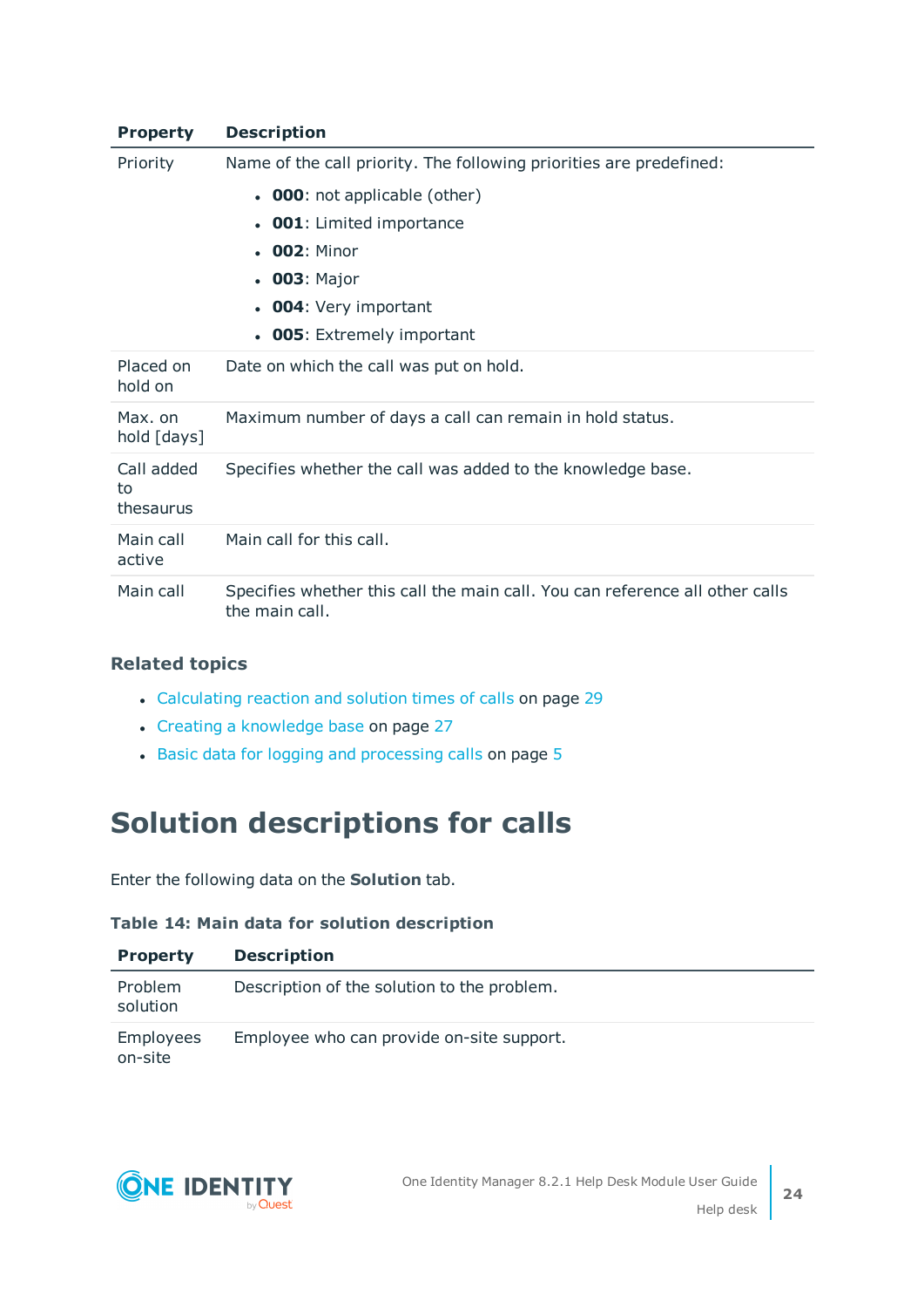| Property | Description |
| --- | --- |
| Priority | Name of the call priority. The following priorities are predefined:<br>• **000**: not applicable (other)<br>• **001**: Limited importance<br>• **002**: Minor<br>• **003**: Major<br>• **004**: Very important<br>• **005**: Extremely important |
| Placed on hold on | Date on which the call was put on hold. |
| Max. on hold [days] | Maximum number of days a call can remain in hold status. |
| Call added to thesaurus | Specifies whether the call was added to the knowledge base. |
| Main call active | Main call for this call. |
| Main call | Specifies whether this call the main call. You can reference all other calls the main call. |

### Related topics

- Calculating reaction and solution times of calls on page 29
- Creating a knowledge base on page 27
- Basic data for logging and processing calls on page 5

# Solution descriptions for calls

Enter the following data on the **Solution** tab.

**Table 14: Main data for solution description**

| Property | Description |
| --- | --- |
| Problem solution | Description of the solution to the problem. |
| Employees on-site | Employee who can provide on-site support. |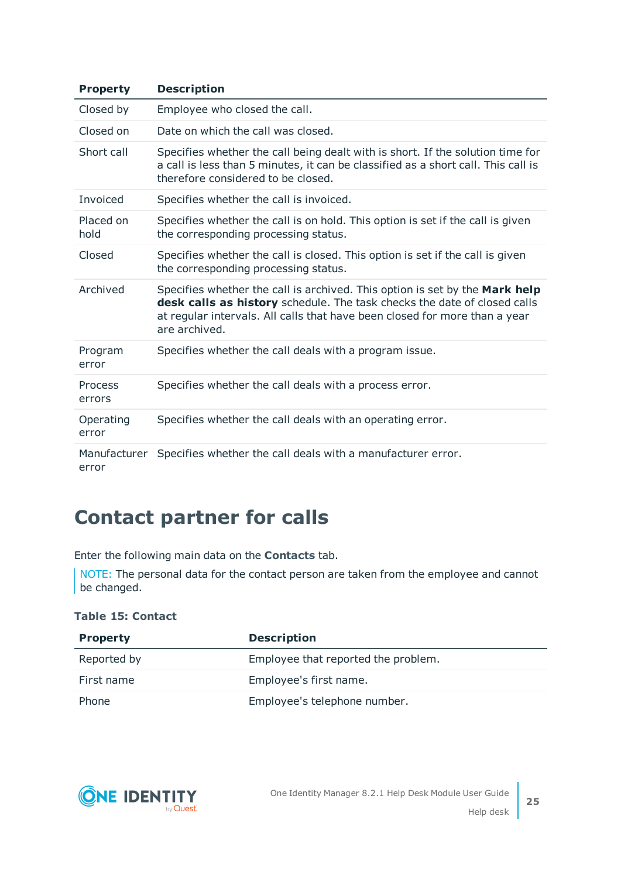| Property | Description |
| --- | --- |
| Closed by | Employee who closed the call. |
| Closed on | Date on which the call was closed. |
| Short call | Specifies whether the call being dealt with is short. If the solution time for a call is less than 5 minutes, it can be classified as a short call. This call is therefore considered to be closed. |
| Invoiced | Specifies whether the call is invoiced. |
| Placed on hold | Specifies whether the call is on hold. This option is set if the call is given the corresponding processing status. |
| Closed | Specifies whether the call is closed. This option is set if the call is given the corresponding processing status. |
| Archived | Specifies whether the call is archived. This option is set by the **Mark help desk calls as history** schedule. The task checks the date of closed calls at regular intervals. All calls that have been closed for more than a year are archived. |
| Program error | Specifies whether the call deals with a program issue. |
| Process errors | Specifies whether the call deals with a process error. |
| Operating error | Specifies whether the call deals with an operating error. |
| Manufacturer error | Specifies whether the call deals with a manufacturer error. |

# Contact partner for calls

Enter the following main data on the **Contacts** tab.

NOTE: The personal data for the contact person are taken from the employee and cannot be changed.

**Table 15: Contact**

| Property | Description |
| --- | --- |
| Reported by | Employee that reported the problem. |
| First name | Employee's first name. |
| Phone | Employee's telephone number. |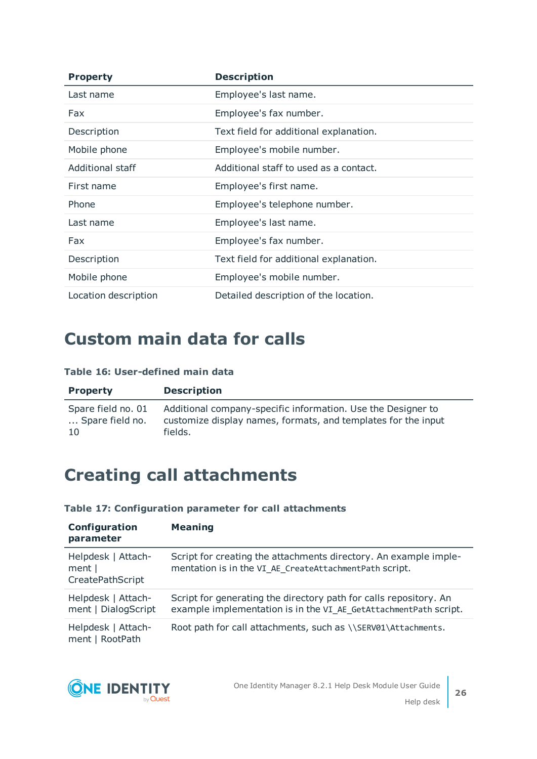| Property | Description |
| --- | --- |
| Last name | Employee's last name. |
| Fax | Employee's fax number. |
| Description | Text field for additional explanation. |
| Mobile phone | Employee's mobile number. |
| Additional staff | Additional staff to used as a contact. |
| First name | Employee's first name. |
| Phone | Employee's telephone number. |
| Last name | Employee's last name. |
| Fax | Employee's fax number. |
| Description | Text field for additional explanation. |
| Mobile phone | Employee's mobile number. |
| Location description | Detailed description of the location. |

# Custom main data for calls

**Table 16: User-defined main data**

| Property | Description |
| --- | --- |
| Spare field no. 01 … Spare field no. 10 | Additional company-specific information. Use the Designer to customize display names, formats, and templates for the input fields. |

# Creating call attachments

**Table 17: Configuration parameter for call attachments**

| Configuration parameter | Meaning |
| --- | --- |
| Helpdesk \| Attachment \| CreatePathScript | Script for creating the attachments directory. An example implementation is in the `VI_AE_CreateAttachmentPath` script. |
| Helpdesk \| Attachment \| DialogScript | Script for generating the directory path for calls repository. An example implementation is in the `VI_AE_GetAttachmentPath` script. |
| Helpdesk \| Attachment \| RootPath | Root path for call attachments, such as `\\SERV01\Attachments`. |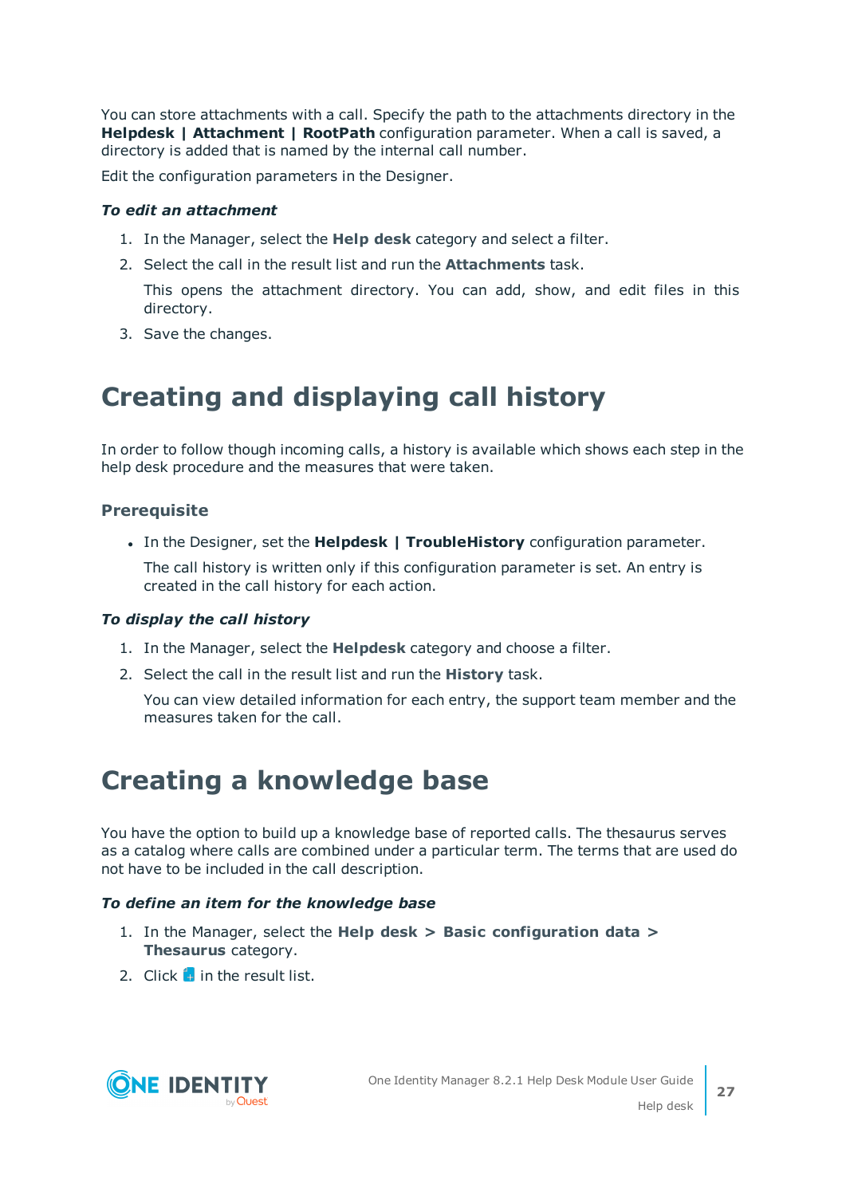You can store attachments with a call. Specify the path to the attachments directory in the **Helpdesk | Attachment | RootPath** configuration parameter. When a call is saved, a directory is added that is named by the internal call number.

Edit the configuration parameters in the Designer.

***To edit an attachment***

1. In the Manager, select the **Help desk** category and select a filter.
2. Select the call in the result list and run the **Attachments** task.

   This opens the attachment directory. You can add, show, and edit files in this directory.
3. Save the changes.

# Creating and displaying call history

In order to follow though incoming calls, a history is available which shows each step in the help desk procedure and the measures that were taken.

### Prerequisite

- In the Designer, set the **Helpdesk | TroubleHistory** configuration parameter.

  The call history is written only if this configuration parameter is set. An entry is created in the call history for each action.

***To display the call history***

1. In the Manager, select the **Helpdesk** category and choose a filter.
2. Select the call in the result list and run the **History** task.

   You can view detailed information for each entry, the support team member and the measures taken for the call.

# Creating a knowledge base

You have the option to build up a knowledge base of reported calls. The thesaurus serves as a catalog where calls are combined under a particular term. The terms that are used do not have to be included in the call description.

***To define an item for the knowledge base***

1. In the Manager, select the **Help desk > Basic configuration data > Thesaurus** category.
2. Click in the result list.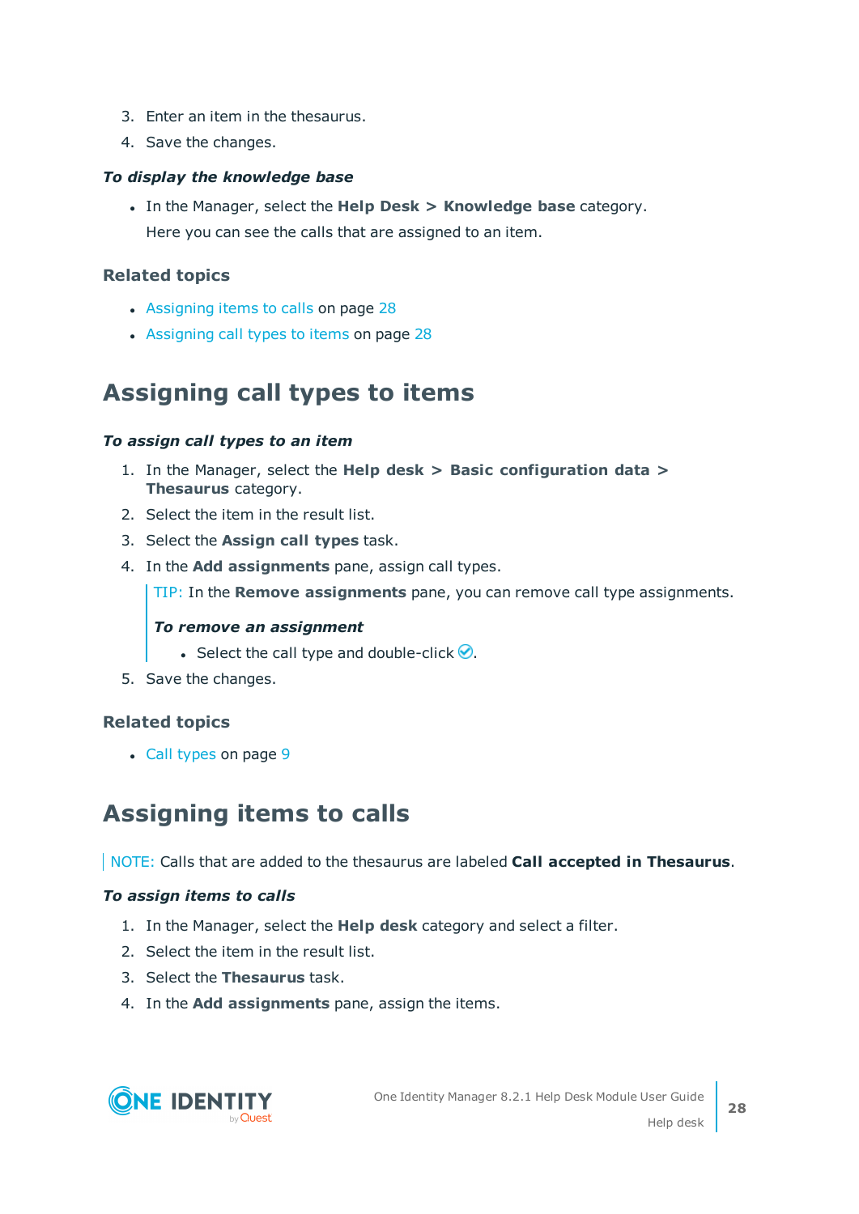3. Enter an item in the thesaurus.
4. Save the changes.

***To display the knowledge base***

- In the Manager, select the **Help Desk > Knowledge base** category.

  Here you can see the calls that are assigned to an item.

### Related topics

- Assigning items to calls on page 28
- Assigning call types to items on page 28

## Assigning call types to items

***To assign call types to an item***

1. In the Manager, select the **Help desk > Basic configuration data > Thesaurus** category.
2. Select the item in the result list.
3. Select the **Assign call types** task.
4. In the **Add assignments** pane, assign call types.

   TIP: In the **Remove assignments** pane, you can remove call type assignments.

   ***To remove an assignment***

   - Select the call type and double-click ✓.
5. Save the changes.

### Related topics

- Call types on page 9

## Assigning items to calls

NOTE: Calls that are added to the thesaurus are labeled **Call accepted in Thesaurus**.

***To assign items to calls***

1. In the Manager, select the **Help desk** category and select a filter.
2. Select the item in the result list.
3. Select the **Thesaurus** task.
4. In the **Add assignments** pane, assign the items.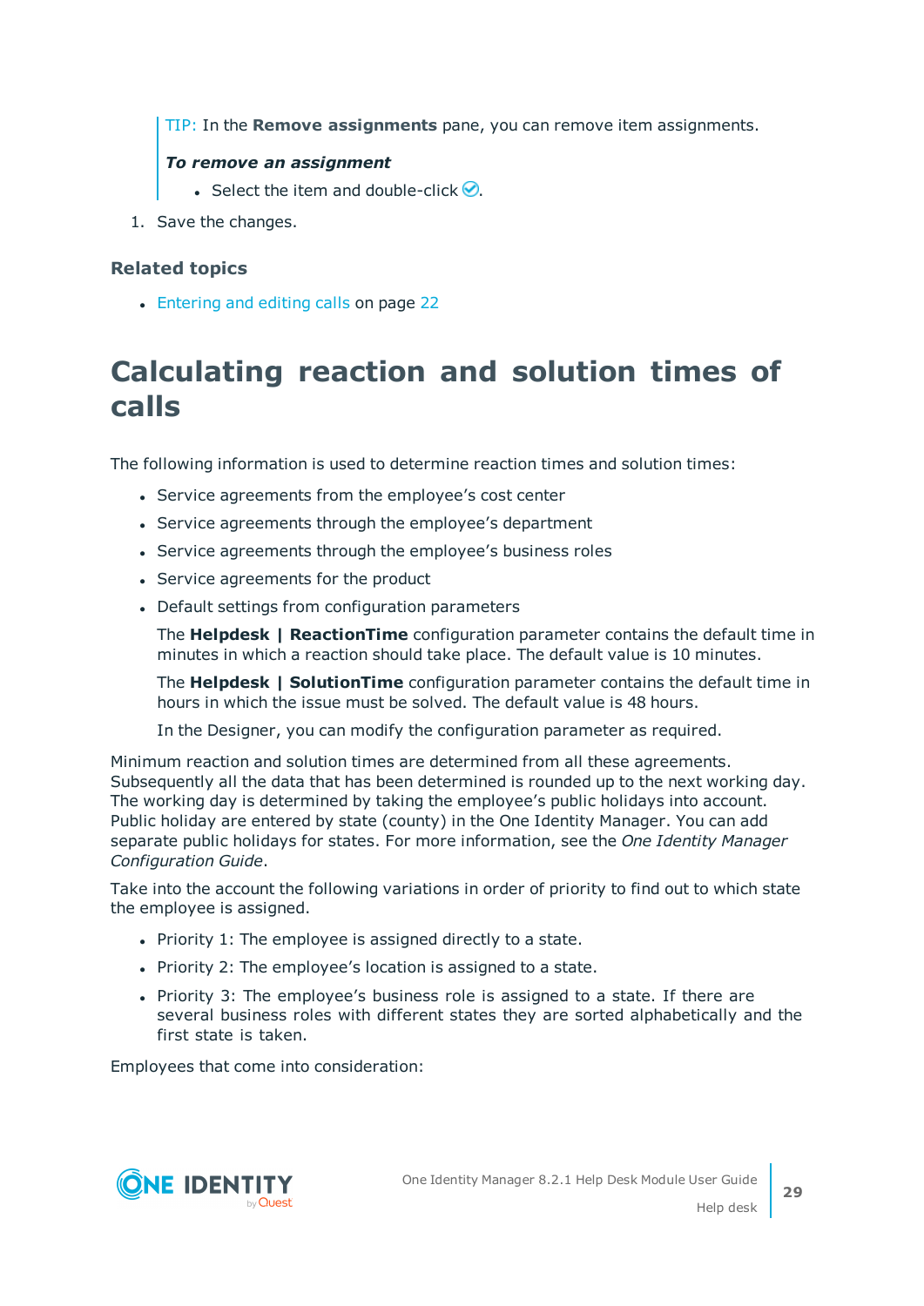TIP: In the **Remove assignments** pane, you can remove item assignments.

***To remove an assignment***

- Select the item and double-click ✓.

1. Save the changes.

### Related topics

- Entering and editing calls on page 22

# Calculating reaction and solution times of calls

The following information is used to determine reaction times and solution times:

- Service agreements from the employee's cost center
- Service agreements through the employee's department
- Service agreements through the employee's business roles
- Service agreements for the product
- Default settings from configuration parameters

  The **Helpdesk | ReactionTime** configuration parameter contains the default time in minutes in which a reaction should take place. The default value is 10 minutes.

  The **Helpdesk | SolutionTime** configuration parameter contains the default time in hours in which the issue must be solved. The default value is 48 hours.

  In the Designer, you can modify the configuration parameter as required.

Minimum reaction and solution times are determined from all these agreements. Subsequently all the data that has been determined is rounded up to the next working day. The working day is determined by taking the employee's public holidays into account. Public holiday are entered by state (county) in the One Identity Manager. You can add separate public holidays for states. For more information, see the *One Identity Manager Configuration Guide*.

Take into the account the following variations in order of priority to find out to which state the employee is assigned.

- Priority 1: The employee is assigned directly to a state.
- Priority 2: The employee's location is assigned to a state.
- Priority 3: The employee's business role is assigned to a state. If there are several business roles with different states they are sorted alphabetically and the first state is taken.

Employees that come into consideration: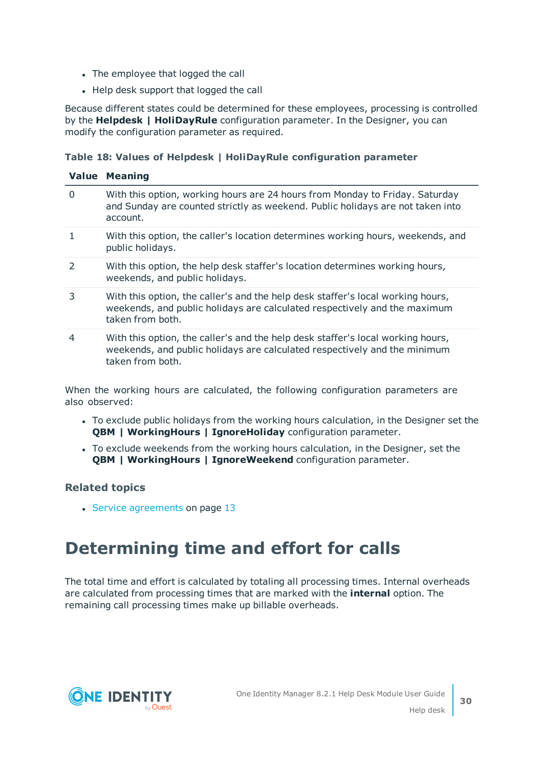- The employee that logged the call
- Help desk support that logged the call

Because different states could be determined for these employees, processing is controlled by the **Helpdesk | HoliDayRule** configuration parameter. In the Designer, you can modify the configuration parameter as required.

**Table 18: Values of Helpdesk | HoliDayRule configuration parameter**

| Value | Meaning |
|---|---|
| 0 | With this option, working hours are 24 hours from Monday to Friday. Saturday and Sunday are counted strictly as weekend. Public holidays are not taken into account. |
| 1 | With this option, the caller's location determines working hours, weekends, and public holidays. |
| 2 | With this option, the help desk staffer's location determines working hours, weekends, and public holidays. |
| 3 | With this option, the caller's and the help desk staffer's local working hours, weekends, and public holidays are calculated respectively and the maximum taken from both. |
| 4 | With this option, the caller's and the help desk staffer's local working hours, weekends, and public holidays are calculated respectively and the minimum taken from both. |

When the working hours are calculated, the following configuration parameters are also observed:

- To exclude public holidays from the working hours calculation, in the Designer set the **QBM | WorkingHours | IgnoreHoliday** configuration parameter.
- To exclude weekends from the working hours calculation, in the Designer, set the **QBM | WorkingHours | IgnoreWeekend** configuration parameter.

### Related topics

- Service agreements on page 13

## Determining time and effort for calls

The total time and effort is calculated by totaling all processing times. Internal overheads are calculated from processing times that are marked with the **internal** option. The remaining call processing times make up billable overheads.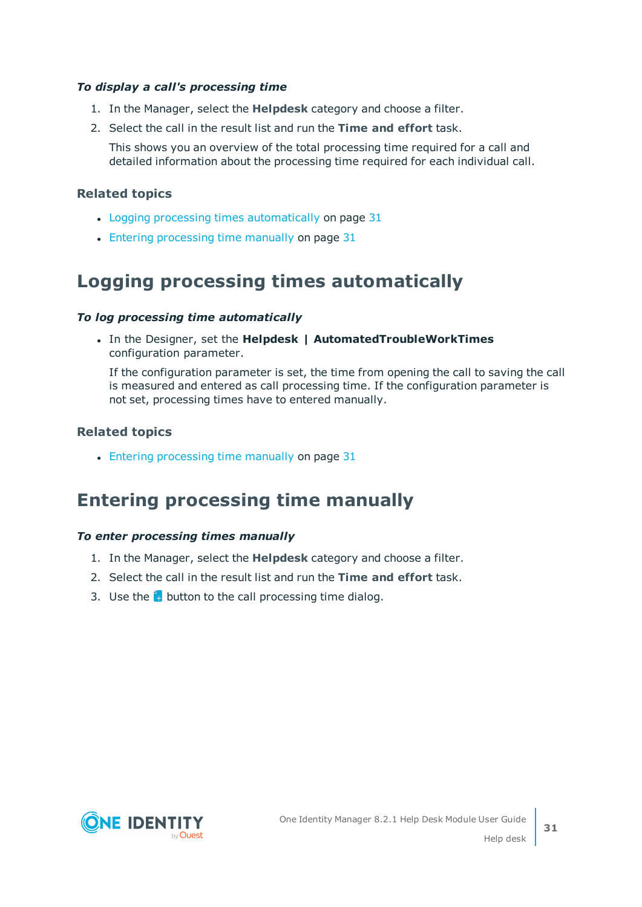*To display a call's processing time*

1. In the Manager, select the **Helpdesk** category and choose a filter.
2. Select the call in the result list and run the **Time and effort** task.

   This shows you an overview of the total processing time required for a call and detailed information about the processing time required for each individual call.

### Related topics

- Logging processing times automatically on page 31
- Entering processing time manually on page 31

## Logging processing times automatically

*To log processing time automatically*

- In the Designer, set the **Helpdesk | AutomatedTroubleWorkTimes** configuration parameter.

  If the configuration parameter is set, the time from opening the call to saving the call is measured and entered as call processing time. If the configuration parameter is not set, processing times have to entered manually.

### Related topics

- Entering processing time manually on page 31

## Entering processing time manually

*To enter processing times manually*

1. In the Manager, select the **Helpdesk** category and choose a filter.
2. Select the call in the result list and run the **Time and effort** task.
3. Use the button to the call processing time dialog.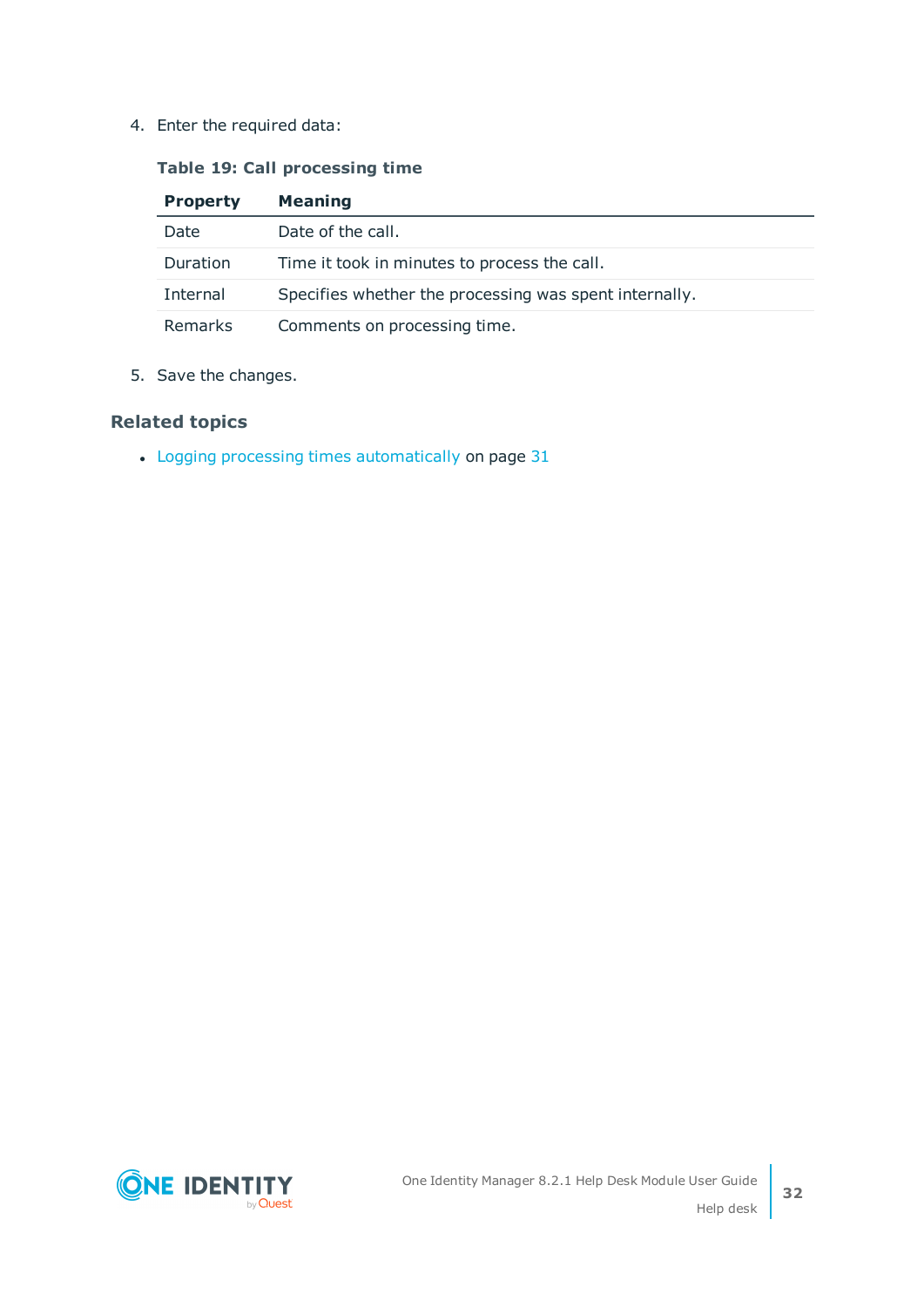4. Enter the required data:

**Table 19: Call processing time**

| Property | Meaning |
|---|---|
| Date | Date of the call. |
| Duration | Time it took in minutes to process the call. |
| Internal | Specifies whether the processing was spent internally. |
| Remarks | Comments on processing time. |

5. Save the changes.

## Related topics

- Logging processing times automatically on page 31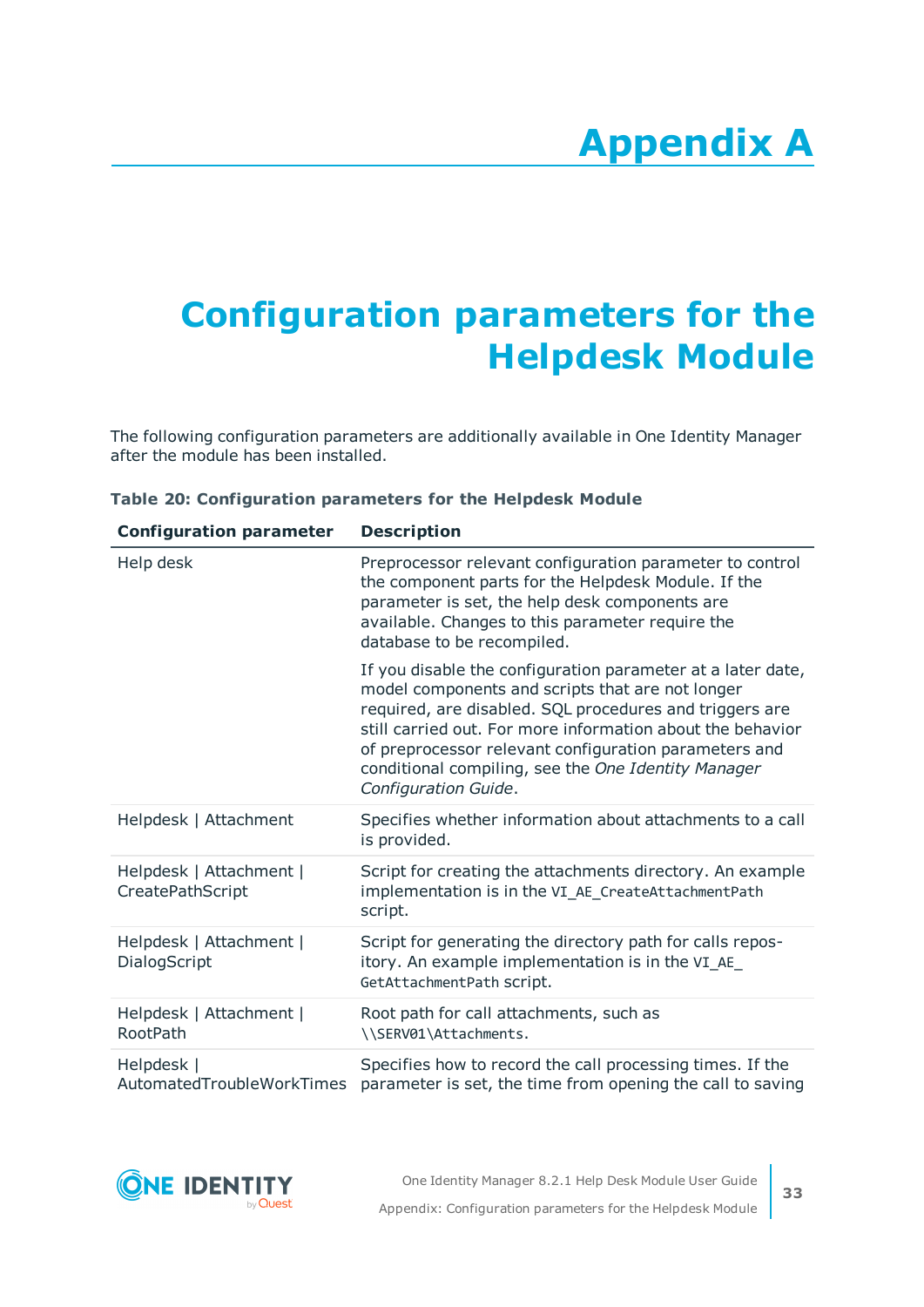# Appendix A

# Configuration parameters for the Helpdesk Module

The following configuration parameters are additionally available in One Identity Manager after the module has been installed.

**Table 20: Configuration parameters for the Helpdesk Module**

| Configuration parameter | Description |
|---|---|
| Help desk | Preprocessor relevant configuration parameter to control the component parts for the Helpdesk Module. If the parameter is set, the help desk components are available. Changes to this parameter require the database to be recompiled.<br><br>If you disable the configuration parameter at a later date, model components and scripts that are not longer required, are disabled. SQL procedures and triggers are still carried out. For more information about the behavior of preprocessor relevant configuration parameters and conditional compiling, see the *One Identity Manager Configuration Guide*. |
| Helpdesk \| Attachment | Specifies whether information about attachments to a call is provided. |
| Helpdesk \| Attachment \| CreatePathScript | Script for creating the attachments directory. An example implementation is in the `VI_AE_CreateAttachmentPath` script. |
| Helpdesk \| Attachment \| DialogScript | Script for generating the directory path for calls repository. An example implementation is in the `VI_AE_GetAttachmentPath` script. |
| Helpdesk \| Attachment \| RootPath | Root path for call attachments, such as `\\SERV01\Attachments`. |
| Helpdesk \| AutomatedTroubleWorkTimes | Specifies how to record the call processing times. If the parameter is set, the time from opening the call to saving |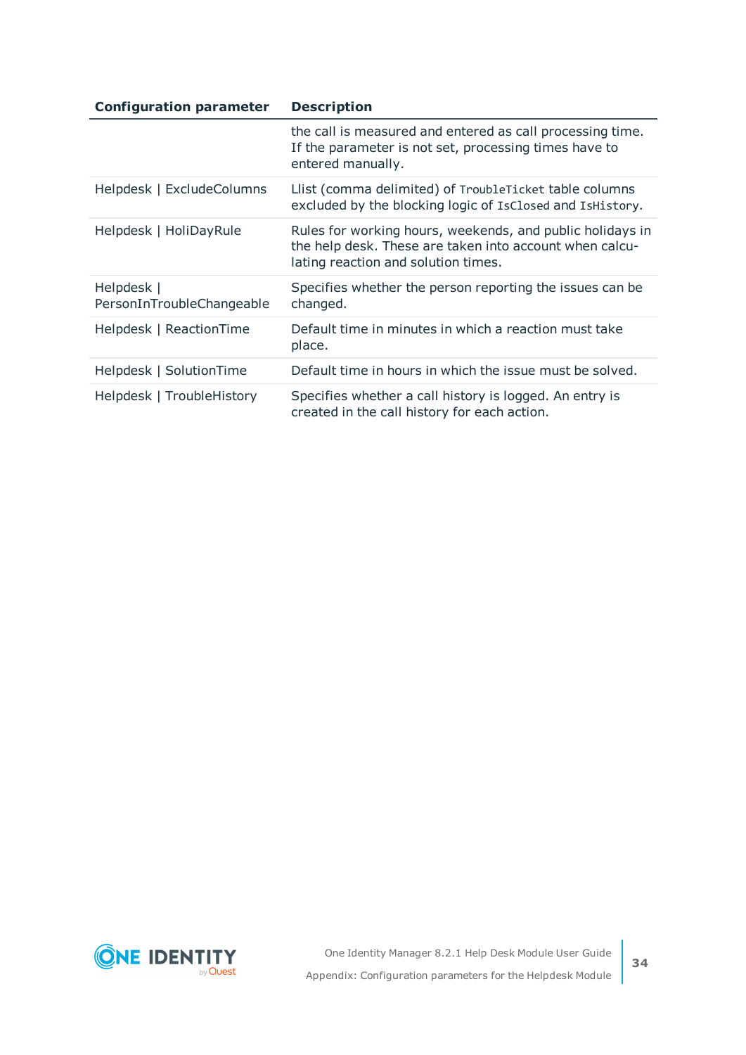| Configuration parameter | Description |
| --- | --- |
| | the call is measured and entered as call processing time. If the parameter is not set, processing times have to entered manually. |
| Helpdesk \| ExcludeColumns | Llist (comma delimited) of `TroubleTicket` table columns excluded by the blocking logic of `IsClosed` and `IsHistory`. |
| Helpdesk \| HoliDayRule | Rules for working hours, weekends, and public holidays in the help desk. These are taken into account when calculating reaction and solution times. |
| Helpdesk \| PersonInTroubleChangeable | Specifies whether the person reporting the issues can be changed. |
| Helpdesk \| ReactionTime | Default time in minutes in which a reaction must take place. |
| Helpdesk \| SolutionTime | Default time in hours in which the issue must be solved. |
| Helpdesk \| TroubleHistory | Specifies whether a call history is logged. An entry is created in the call history for each action. |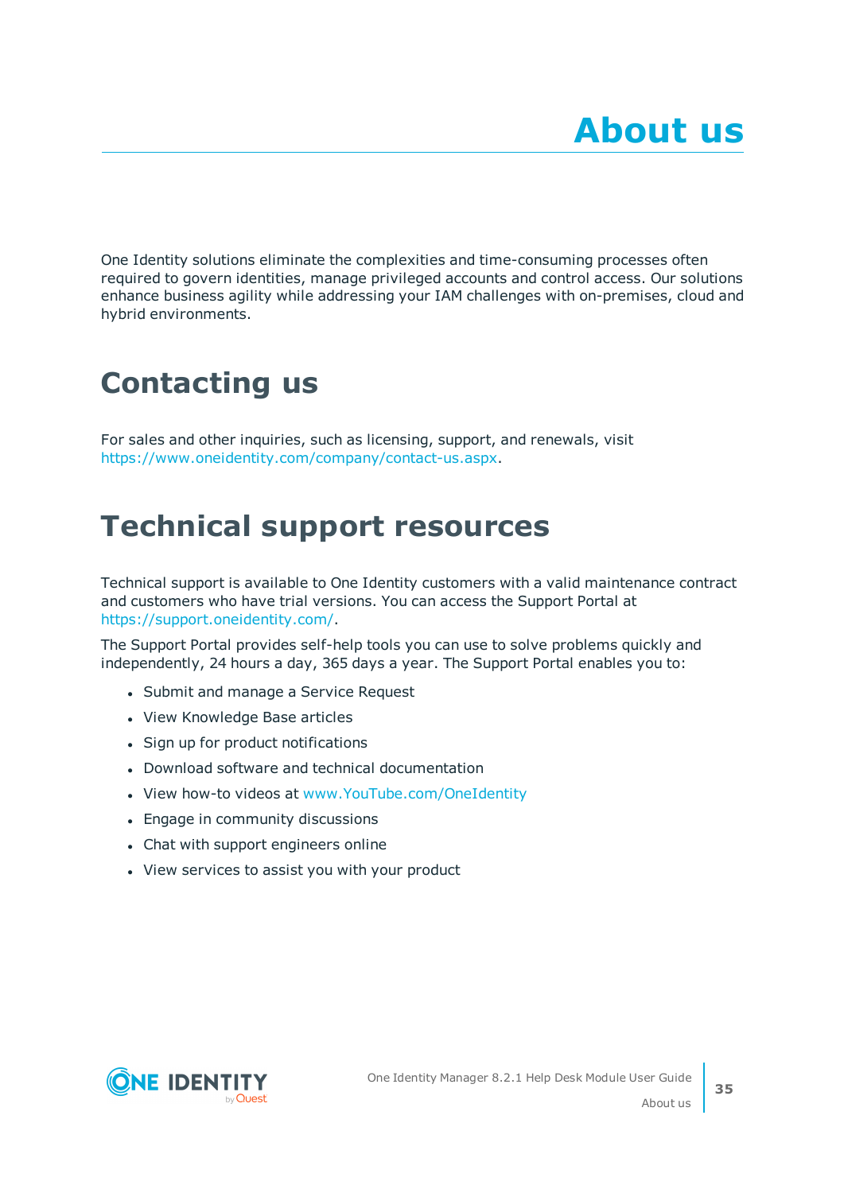# About us

One Identity solutions eliminate the complexities and time-consuming processes often required to govern identities, manage privileged accounts and control access. Our solutions enhance business agility while addressing your IAM challenges with on-premises, cloud and hybrid environments.

## Contacting us

For sales and other inquiries, such as licensing, support, and renewals, visit https://www.oneidentity.com/company/contact-us.aspx.

## Technical support resources

Technical support is available to One Identity customers with a valid maintenance contract and customers who have trial versions. You can access the Support Portal at https://support.oneidentity.com/.

The Support Portal provides self-help tools you can use to solve problems quickly and independently, 24 hours a day, 365 days a year. The Support Portal enables you to:

- Submit and manage a Service Request
- View Knowledge Base articles
- Sign up for product notifications
- Download software and technical documentation
- View how-to videos at www.YouTube.com/OneIdentity
- Engage in community discussions
- Chat with support engineers online
- View services to assist you with your product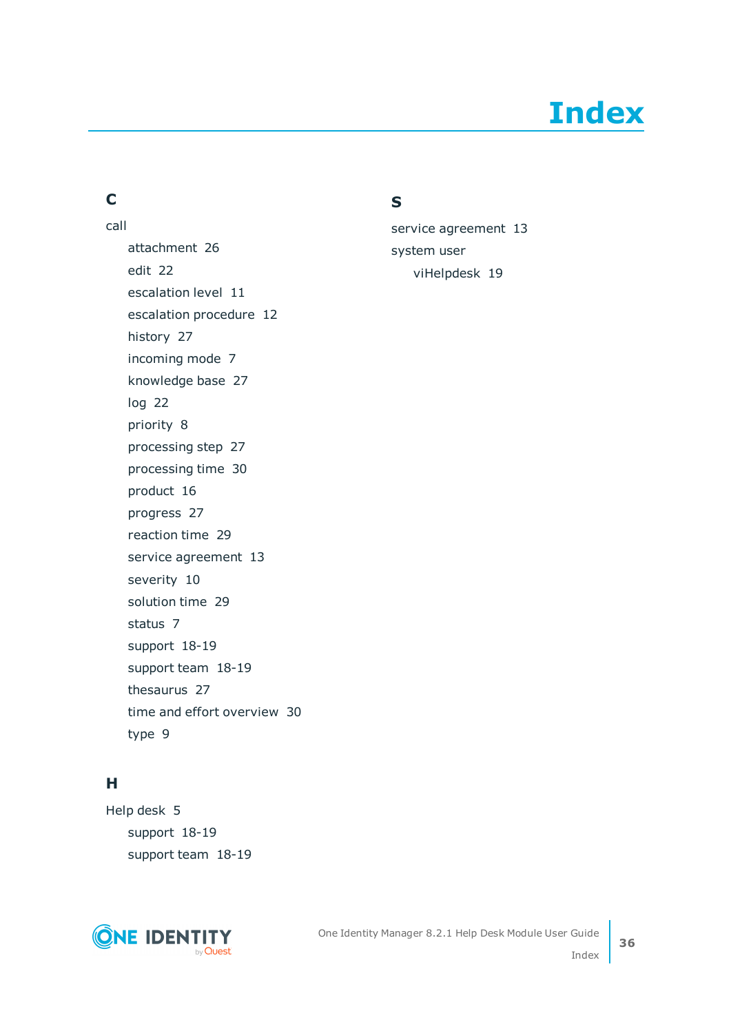# Index

## C

call
- attachment 26
- edit 22
- escalation level 11
- escalation procedure 12
- history 27
- incoming mode 7
- knowledge base 27
- log 22
- priority 8
- processing step 27
- processing time 30
- product 16
- progress 27
- reaction time 29
- service agreement 13
- severity 10
- solution time 29
- status 7
- support 18-19
- support team 18-19
- thesaurus 27
- time and effort overview 30
- type 9

## H

Help desk 5
- support 18-19
- support team 18-19

## S

service agreement 13

system user
- viHelpdesk 19